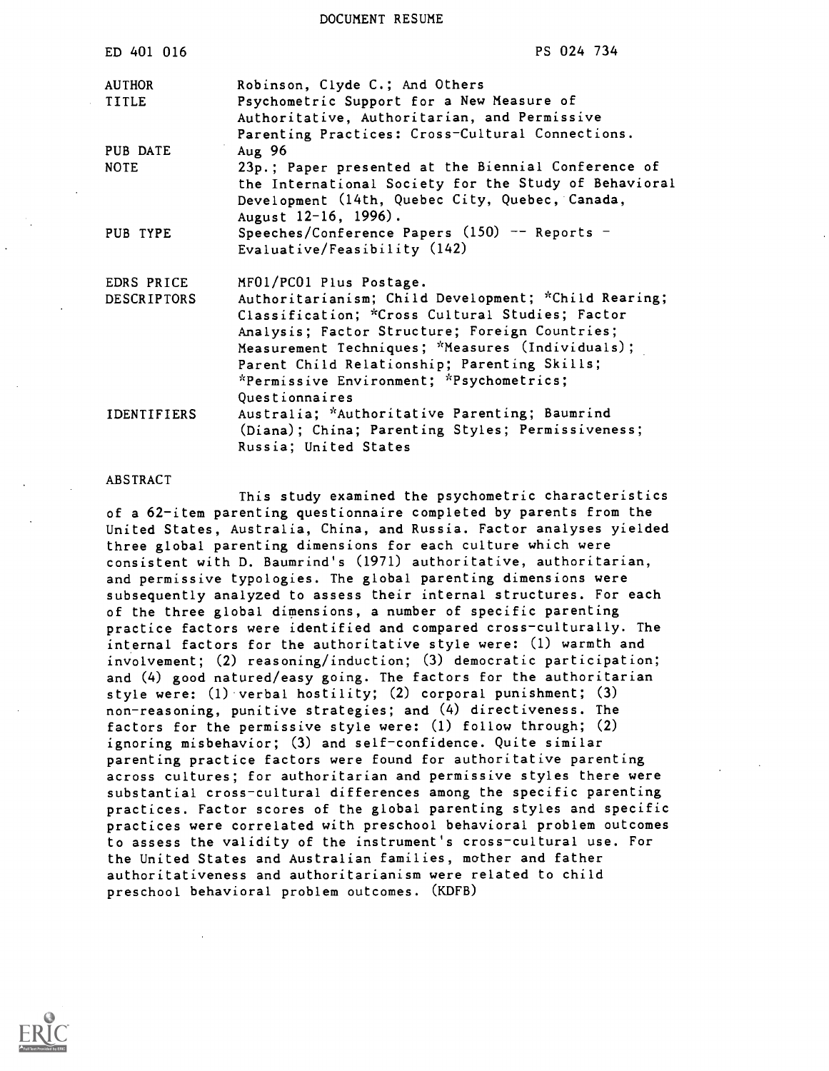DOCUMENT RESUME

| | |
|---|---|
| ED 401 016 | PS 024 734 |
| AUTHOR | Robinson, Clyde C.; And Others |
| TITLE | Psychometric Support for a New Measure of Authoritative, Authoritarian, and Permissive Parenting Practices: Cross-Cultural Connections. |
| PUB DATE | Aug 96 |
| NOTE | 23p.; Paper presented at the Biennial Conference of the International Society for the Study of Behavioral Development (14th, Quebec City, Quebec, Canada, August 12-16, 1996). |
| PUB TYPE | Speeches/Conference Papers (150) -- Reports - Evaluative/Feasibility (142) |
| EDRS PRICE | MF01/PC01 Plus Postage. |
| DESCRIPTORS | Authoritarianism; Child Development; *Child Rearing; Classification; *Cross Cultural Studies; Factor Analysis; Factor Structure; Foreign Countries; Measurement Techniques; *Measures (Individuals); Parent Child Relationship; Parenting Skills; *Permissive Environment; *Psychometrics; Questionnaires |
| IDENTIFIERS | Australia; *Authoritative Parenting; Baumrind (Diana); China; Parenting Styles; Permissiveness; Russia; United States |

ABSTRACT

This study examined the psychometric characteristics of a 62-item parenting questionnaire completed by parents from the United States, Australia, China, and Russia. Factor analyses yielded three global parenting dimensions for each culture which were consistent with D. Baumrind's (1971) authoritative, authoritarian, and permissive typologies. The global parenting dimensions were subsequently analyzed to assess their internal structures. For each of the three global dimensions, a number of specific parenting practice factors were identified and compared cross-culturally. The internal factors for the authoritative style were: (1) warmth and involvement; (2) reasoning/induction; (3) democratic participation; and (4) good natured/easy going. The factors for the authoritarian style were: (1) verbal hostility; (2) corporal punishment; (3) non-reasoning, punitive strategies; and (4) directiveness. The factors for the permissive style were: (1) follow through; (2) ignoring misbehavior; (3) and self-confidence. Quite similar parenting practice factors were found for authoritative parenting across cultures; for authoritarian and permissive styles there were substantial cross-cultural differences among the specific parenting practices. Factor scores of the global parenting styles and specific practices were correlated with preschool behavioral problem outcomes to assess the validity of the instrument's cross-cultural use. For the United States and Australian families, mother and father authoritativeness and authoritarianism were related to child preschool behavioral problem outcomes. (KDFB)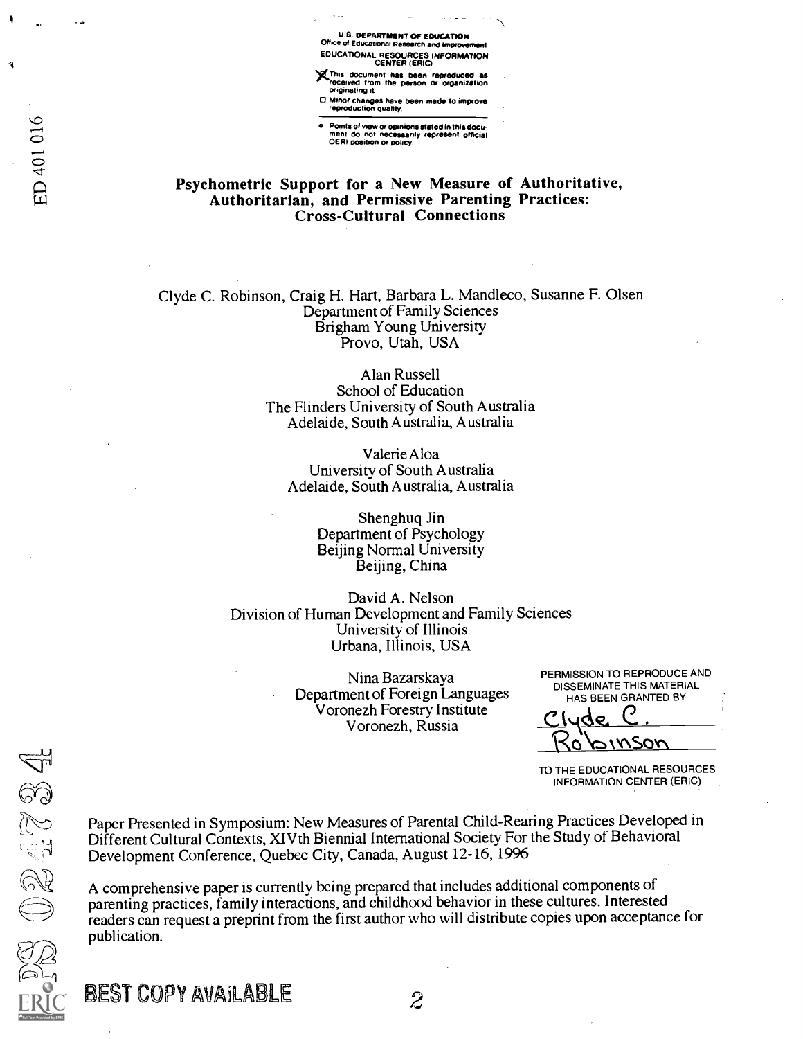U.S. DEPARTMENT OF EDUCATION
Office of Educational Research and Improvement
EDUCATIONAL RESOURCES INFORMATION CENTER (ERIC)

- [X] This document has been reproduced as received from the person or organization originating it.
- [ ] Minor changes have been made to improve reproduction quality.

- Points of view or opinions stated in this document do not necessarily represent official OERI position or policy.

ED 401 016

# Psychometric Support for a New Measure of Authoritative, Authoritarian, and Permissive Parenting Practices: Cross-Cultural Connections

Clyde C. Robinson, Craig H. Hart, Barbara L. Mandleco, Susanne F. Olsen
Department of Family Sciences
Brigham Young University
Provo, Utah, USA

Alan Russell
School of Education
The Flinders University of South Australia
Adelaide, South Australia, Australia

Valerie Aloa
University of South Australia
Adelaide, South Australia, Australia

Shenghuq Jin
Department of Psychology
Beijing Normal University
Beijing, China

David A. Nelson
Division of Human Development and Family Sciences
University of Illinois
Urbana, Illinois, USA

Nina Bazarskaya
Department of Foreign Languages
Voronezh Forestry Institute
Voronezh, Russia

PERMISSION TO REPRODUCE AND DISSEMINATE THIS MATERIAL HAS BEEN GRANTED BY
Clyde C. Robinson
TO THE EDUCATIONAL RESOURCES INFORMATION CENTER (ERIC)

PS 024734

Paper Presented in Symposium: New Measures of Parental Child-Rearing Practices Developed in Different Cultural Contexts, XIVth Biennial International Society For the Study of Behavioral Development Conference, Quebec City, Canada, August 12-16, 1996

A comprehensive paper is currently being prepared that includes additional components of parenting practices, family interactions, and childhood behavior in these cultures. Interested readers can request a preprint from the first author who will distribute copies upon acceptance for publication.

BEST COPY AVAILABLE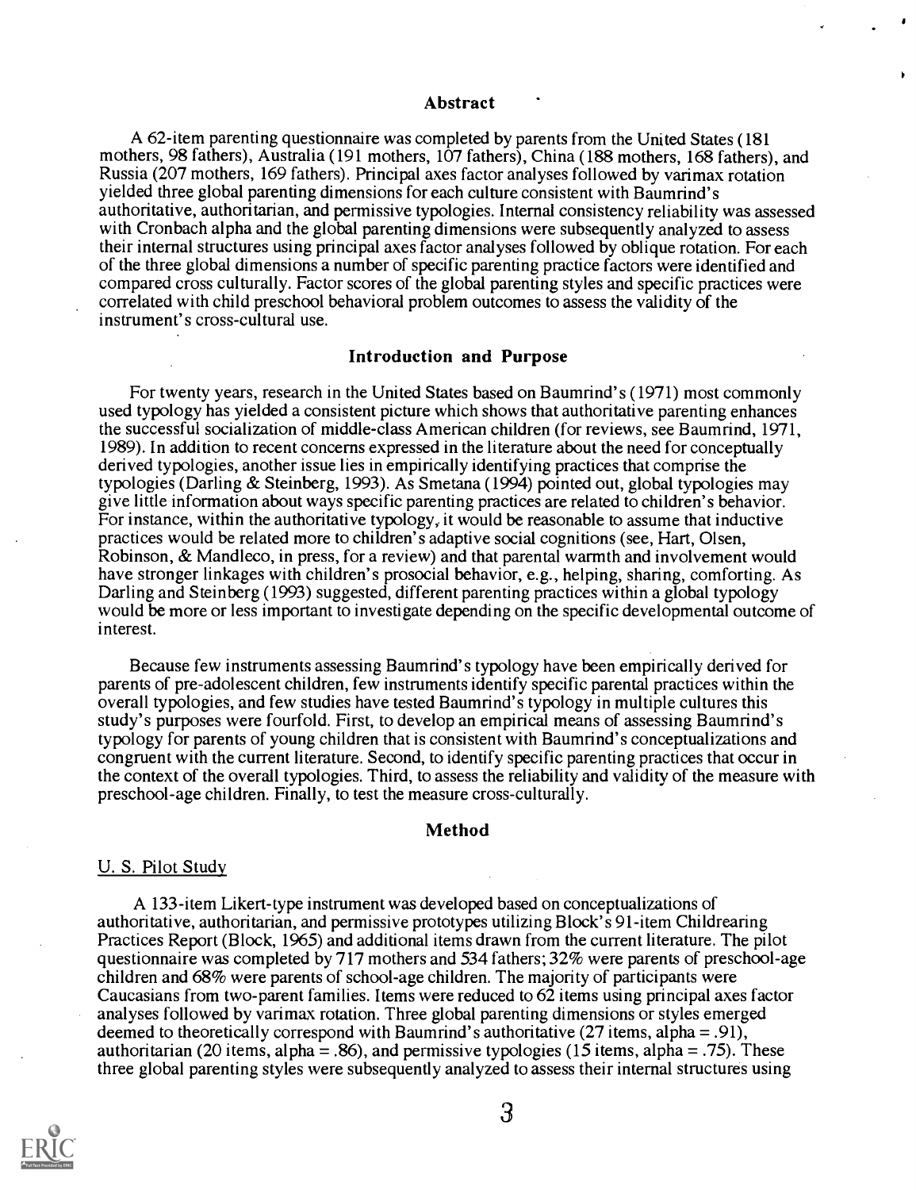## Abstract

A 62-item parenting questionnaire was completed by parents from the United States (181 mothers, 98 fathers), Australia (191 mothers, 107 fathers), China (188 mothers, 168 fathers), and Russia (207 mothers, 169 fathers). Principal axes factor analyses followed by varimax rotation yielded three global parenting dimensions for each culture consistent with Baumrind's authoritative, authoritarian, and permissive typologies. Internal consistency reliability was assessed with Cronbach alpha and the global parenting dimensions were subsequently analyzed to assess their internal structures using principal axes factor analyses followed by oblique rotation. For each of the three global dimensions a number of specific parenting practice factors were identified and compared cross culturally. Factor scores of the global parenting styles and specific practices were correlated with child preschool behavioral problem outcomes to assess the validity of the instrument's cross-cultural use.

## Introduction and Purpose

For twenty years, research in the United States based on Baumrind's (1971) most commonly used typology has yielded a consistent picture which shows that authoritative parenting enhances the successful socialization of middle-class American children (for reviews, see Baumrind, 1971, 1989). In addition to recent concerns expressed in the literature about the need for conceptually derived typologies, another issue lies in empirically identifying practices that comprise the typologies (Darling & Steinberg, 1993). As Smetana (1994) pointed out, global typologies may give little information about ways specific parenting practices are related to children's behavior. For instance, within the authoritative typology, it would be reasonable to assume that inductive practices would be related more to children's adaptive social cognitions (see, Hart, Olsen, Robinson, & Mandleco, in press, for a review) and that parental warmth and involvement would have stronger linkages with children's prosocial behavior, e.g., helping, sharing, comforting. As Darling and Steinberg (1993) suggested, different parenting practices within a global typology would be more or less important to investigate depending on the specific developmental outcome of interest.

Because few instruments assessing Baumrind's typology have been empirically derived for parents of pre-adolescent children, few instruments identify specific parental practices within the overall typologies, and few studies have tested Baumrind's typology in multiple cultures this study's purposes were fourfold. First, to develop an empirical means of assessing Baumrind's typology for parents of young children that is consistent with Baumrind's conceptualizations and congruent with the current literature. Second, to identify specific parenting practices that occur in the context of the overall typologies. Third, to assess the reliability and validity of the measure with preschool-age children. Finally, to test the measure cross-culturally.

## Method

### U. S. Pilot Study

A 133-item Likert-type instrument was developed based on conceptualizations of authoritative, authoritarian, and permissive prototypes utilizing Block's 91-item Childrearing Practices Report (Block, 1965) and additional items drawn from the current literature. The pilot questionnaire was completed by 717 mothers and 534 fathers; 32% were parents of preschool-age children and 68% were parents of school-age children. The majority of participants were Caucasians from two-parent families. Items were reduced to 62 items using principal axes factor analyses followed by varimax rotation. Three global parenting dimensions or styles emerged deemed to theoretically correspond with Baumrind's authoritative (27 items, alpha = .91), authoritarian (20 items, alpha = .86), and permissive typologies (15 items, alpha = .75). These three global parenting styles were subsequently analyzed to assess their internal structures using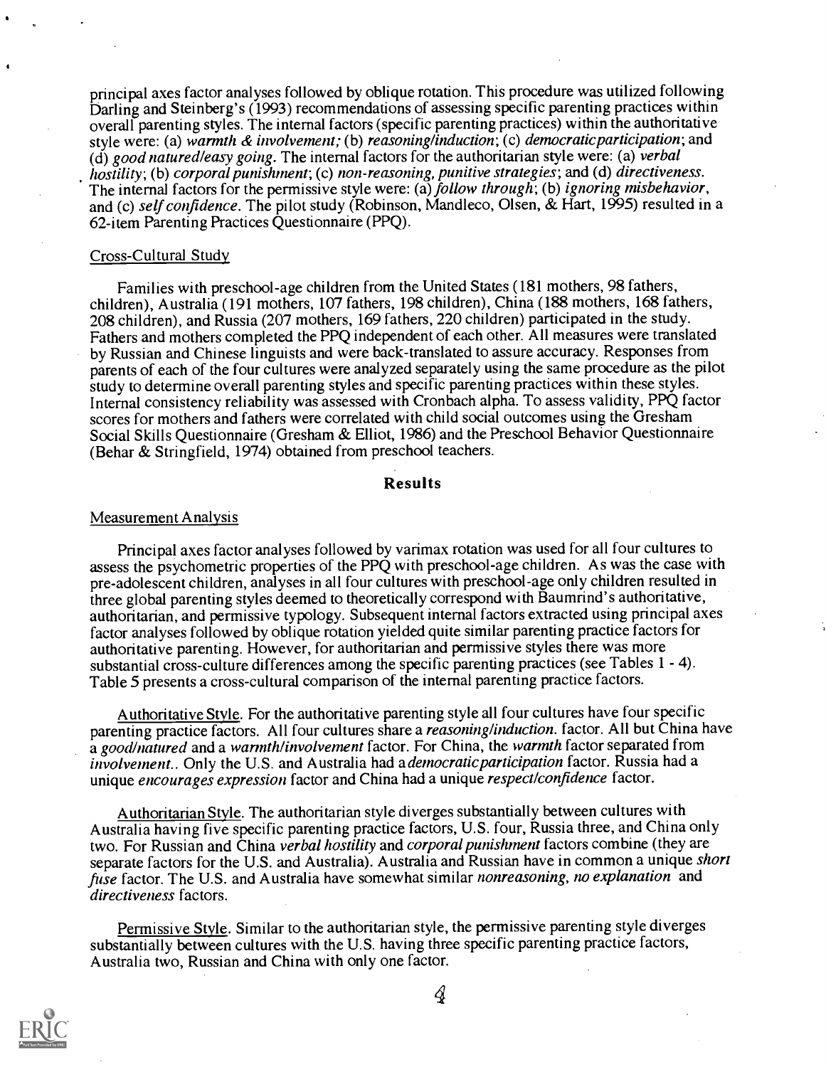principal axes factor analyses followed by oblique rotation. This procedure was utilized following Darling and Steinberg's (1993) recommendations of assessing specific parenting practices within overall parenting styles. The internal factors (specific parenting practices) within the authoritative style were: (a) *warmth & involvement;* (b) *reasoning/induction*; (c) *democraticparticipation*; and (d) *good natured/easy going*. The internal factors for the authoritarian style were: (a) *verbal hostility*; (b) *corporal punishment*; (c) *non-reasoning, punitive strategies*; and (d) *directiveness*. The internal factors for the permissive style were: (a) *follow through*; (b) *ignoring misbehavior*, and (c) *self confidence*. The pilot study (Robinson, Mandleco, Olsen, & Hart, 1995) resulted in a 62-item Parenting Practices Questionnaire (PPQ).

## Cross-Cultural Study

Families with preschool-age children from the United States (181 mothers, 98 fathers, children), Australia (191 mothers, 107 fathers, 198 children), China (188 mothers, 168 fathers, 208 children), and Russia (207 mothers, 169 fathers, 220 children) participated in the study. Fathers and mothers completed the PPQ independent of each other. All measures were translated by Russian and Chinese linguists and were back-translated to assure accuracy. Responses from parents of each of the four cultures were analyzed separately using the same procedure as the pilot study to determine overall parenting styles and specific parenting practices within these styles. Internal consistency reliability was assessed with Cronbach alpha. To assess validity, PPQ factor scores for mothers and fathers were correlated with child social outcomes using the Gresham Social Skills Questionnaire (Gresham & Elliot, 1986) and the Preschool Behavior Questionnaire (Behar & Stringfield, 1974) obtained from preschool teachers.

# Results

## Measurement Analysis

Principal axes factor analyses followed by varimax rotation was used for all four cultures to assess the psychometric properties of the PPQ with preschool-age children. As was the case with pre-adolescent children, analyses in all four cultures with preschool-age only children resulted in three global parenting styles deemed to theoretically correspond with Baumrind's authoritative, authoritarian, and permissive typology. Subsequent internal factors extracted using principal axes factor analyses followed by oblique rotation yielded quite similar parenting practice factors for authoritative parenting. However, for authoritarian and permissive styles there was more substantial cross-culture differences among the specific parenting practices (see Tables 1 - 4). Table 5 presents a cross-cultural comparison of the internal parenting practice factors.

Authoritative Style. For the authoritative parenting style all four cultures have four specific parenting practice factors. All four cultures share a *reasoning/induction*. factor. All but China have a *good/natured* and a *warmth/involvement* factor. For China, the *warmth* factor separated from *involvement*.. Only the U.S. and Australia had a *democraticparticipation* factor. Russia had a unique *encourages expression* factor and China had a unique *respect/confidence* factor.

Authoritarian Style. The authoritarian style diverges substantially between cultures with Australia having five specific parenting practice factors, U.S. four, Russia three, and China only two. For Russian and China *verbal hostility* and *corporal punishment* factors combine (they are separate factors for the U.S. and Australia). Australia and Russian have in common a unique *short fuse* factor. The U.S. and Australia have somewhat similar *nonreasoning, no explanation* and *directiveness* factors.

Permissive Style. Similar to the authoritarian style, the permissive parenting style diverges substantially between cultures with the U.S. having three specific parenting practice factors, Australia two, Russian and China with only one factor.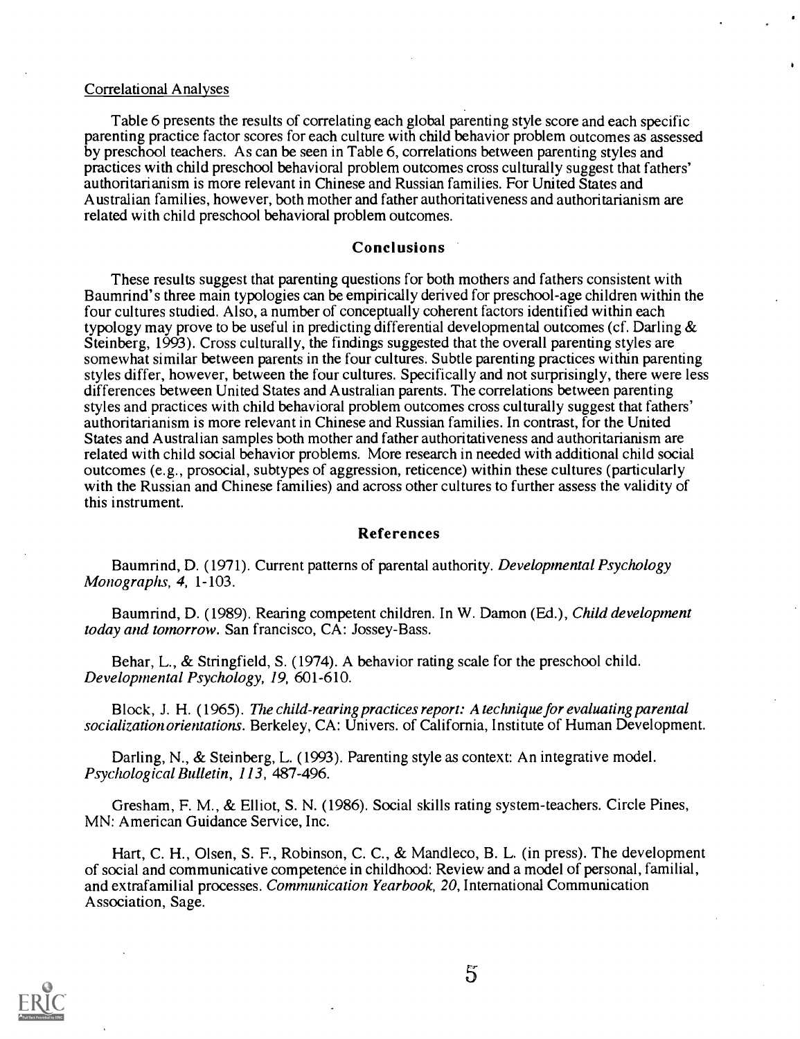Correlational Analyses

Table 6 presents the results of correlating each global parenting style score and each specific parenting practice factor scores for each culture with child behavior problem outcomes as assessed by preschool teachers. As can be seen in Table 6, correlations between parenting styles and practices with child preschool behavioral problem outcomes cross culturally suggest that fathers' authoritarianism is more relevant in Chinese and Russian families. For United States and Australian families, however, both mother and father authoritativeness and authoritarianism are related with child preschool behavioral problem outcomes.

## Conclusions

These results suggest that parenting questions for both mothers and fathers consistent with Baumrind's three main typologies can be empirically derived for preschool-age children within the four cultures studied. Also, a number of conceptually coherent factors identified within each typology may prove to be useful in predicting differential developmental outcomes (cf. Darling & Steinberg, 1993). Cross culturally, the findings suggested that the overall parenting styles are somewhat similar between parents in the four cultures. Subtle parenting practices within parenting styles differ, however, between the four cultures. Specifically and not surprisingly, there were less differences between United States and Australian parents. The correlations between parenting styles and practices with child behavioral problem outcomes cross culturally suggest that fathers' authoritarianism is more relevant in Chinese and Russian families. In contrast, for the United States and Australian samples both mother and father authoritativeness and authoritarianism are related with child social behavior problems. More research in needed with additional child social outcomes (e.g., prosocial, subtypes of aggression, reticence) within these cultures (particularly with the Russian and Chinese families) and across other cultures to further assess the validity of this instrument.

## References

Baumrind, D. (1971). Current patterns of parental authority. *Developmental Psychology Monographs, 4,* 1-103.

Baumrind, D. (1989). Rearing competent children. In W. Damon (Ed.), *Child development today and tomorrow.* San francisco, CA: Jossey-Bass.

Behar, L., & Stringfield, S. (1974). A behavior rating scale for the preschool child. *Developmental Psychology, 19,* 601-610.

Block, J. H. (1965). *The child-rearing practices report: A technique for evaluating parental socialization orientations.* Berkeley, CA: Univers. of California, Institute of Human Development.

Darling, N., & Steinberg, L. (1993). Parenting style as context: An integrative model. *Psychological Bulletin, 113,* 487-496.

Gresham, F. M., & Elliot, S. N. (1986). Social skills rating system-teachers. Circle Pines, MN: American Guidance Service, Inc.

Hart, C. H., Olsen, S. F., Robinson, C. C., & Mandleco, B. L. (in press). The development of social and communicative competence in childhood: Review and a model of personal, familial, and extrafamilial processes. *Communication Yearbook, 20,* International Communication Association, Sage.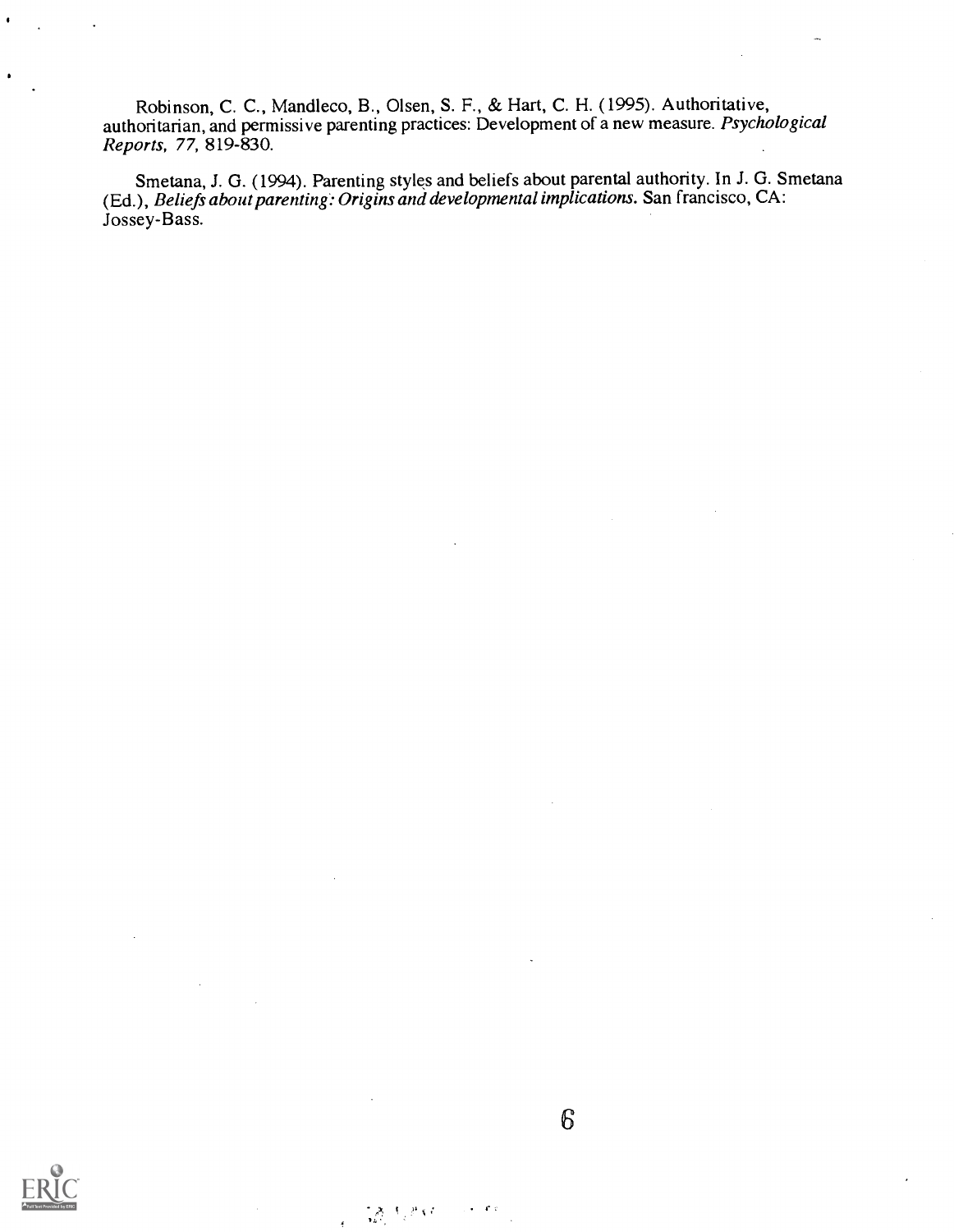Robinson, C. C., Mandleco, B., Olsen, S. F., & Hart, C. H. (1995). Authoritative, authoritarian, and permissive parenting practices: Development of a new measure. *Psychological Reports, 77,* 819-830.

Smetana, J. G. (1994). Parenting styles and beliefs about parental authority. In J. G. Smetana (Ed.), *Beliefs about parenting: Origins and developmental implications.* San francisco, CA: Jossey-Bass.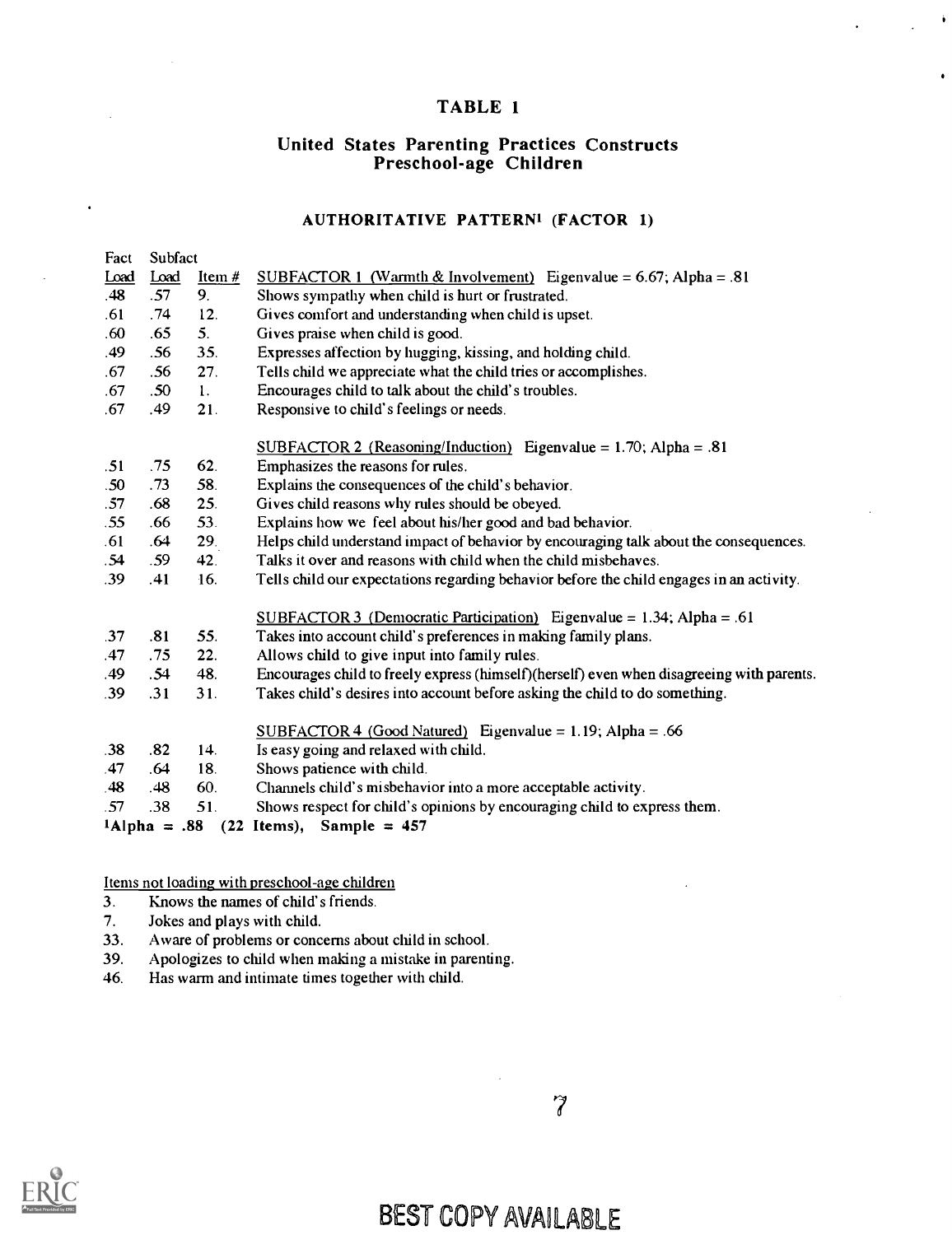# TABLE 1

## United States Parenting Practices Constructs Preschool-age Children

### AUTHORITATIVE PATTERN[1] (FACTOR 1)

| Fact Load | Subfact Load | Item # | |
|---|---|---|---|
| | | | SUBFACTOR 1 (Warmth & Involvement) Eigenvalue = 6.67; Alpha = .81 |
| .48 | .57 | 9. | Shows sympathy when child is hurt or frustrated. |
| .61 | .74 | 12. | Gives comfort and understanding when child is upset. |
| .60 | .65 | 5. | Gives praise when child is good. |
| .49 | .56 | 35. | Expresses affection by hugging, kissing, and holding child. |
| .67 | .56 | 27. | Tells child we appreciate what the child tries or accomplishes. |
| .67 | .50 | 1. | Encourages child to talk about the child's troubles. |
| .67 | .49 | 21. | Responsive to child's feelings or needs. |
| | | | SUBFACTOR 2 (Reasoning/Induction) Eigenvalue = 1.70; Alpha = .81 |
| .51 | .75 | 62. | Emphasizes the reasons for rules. |
| .50 | .73 | 58. | Explains the consequences of the child's behavior. |
| .57 | .68 | 25. | Gives child reasons why rules should be obeyed. |
| .55 | .66 | 53. | Explains how we feel about his/her good and bad behavior. |
| .61 | .64 | 29. | Helps child understand impact of behavior by encouraging talk about the consequences. |
| .54 | .59 | 42. | Talks it over and reasons with child when the child misbehaves. |
| .39 | .41 | 16. | Tells child our expectations regarding behavior before the child engages in an activity. |
| | | | SUBFACTOR 3 (Democratic Participation) Eigenvalue = 1.34; Alpha = .61 |
| .37 | .81 | 55. | Takes into account child's preferences in making family plans. |
| .47 | .75 | 22. | Allows child to give input into family rules. |
| .49 | .54 | 48. | Encourages child to freely express (himself)(herself) even when disagreeing with parents. |
| .39 | .31 | 31. | Takes child's desires into account before asking the child to do something. |
| | | | SUBFACTOR 4 (Good Natured) Eigenvalue = 1.19; Alpha = .66 |
| .38 | .82 | 14. | Is easy going and relaxed with child. |
| .47 | .64 | 18. | Shows patience with child. |
| .48 | .48 | 60. | Channels child's misbehavior into a more acceptable activity. |
| .57 | .38 | 51. | Shows respect for child's opinions by encouraging child to express them. |

[1]**Alpha = .88 (22 Items), Sample = 457**

Items not loading with preschool-age children

3. Knows the names of child's friends.
7. Jokes and plays with child.
33. Aware of problems or concerns about child in school.
39. Apologizes to child when making a mistake in parenting.
46. Has warm and intimate times together with child.

BEST COPY AVAILABLE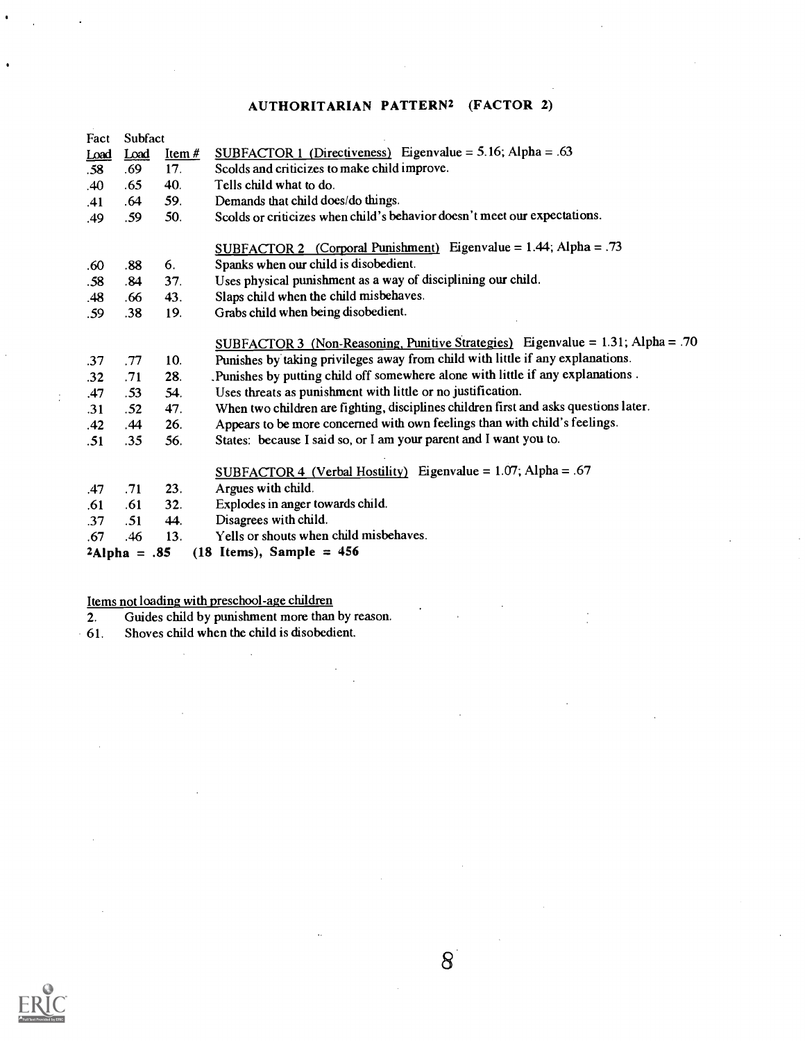## AUTHORITARIAN PATTERN[2] (FACTOR 2)

| Fact Load | Subfact Load | Item # | |
|---|---|---|---|
| | | | SUBFACTOR 1 (Directiveness) Eigenvalue = 5.16; Alpha = .63 |
| .58 | .69 | 17. | Scolds and criticizes to make child improve. |
| .40 | .65 | 40. | Tells child what to do. |
| .41 | .64 | 59. | Demands that child does/do things. |
| .49 | .59 | 50. | Scolds or criticizes when child's behavior doesn't meet our expectations. |
| | | | SUBFACTOR 2 (Corporal Punishment) Eigenvalue = 1.44; Alpha = .73 |
| .60 | .88 | 6. | Spanks when our child is disobedient. |
| .58 | .84 | 37. | Uses physical punishment as a way of disciplining our child. |
| .48 | .66 | 43. | Slaps child when the child misbehaves. |
| .59 | .38 | 19. | Grabs child when being disobedient. |
| | | | SUBFACTOR 3 (Non-Reasoning, Punitive Strategies) Eigenvalue = 1.31; Alpha = .70 |
| .37 | .77 | 10. | Punishes by taking privileges away from child with little if any explanations. |
| .32 | .71 | 28. | Punishes by putting child off somewhere alone with little if any explanations . |
| .47 | .53 | 54. | Uses threats as punishment with little or no justification. |
| .31 | .52 | 47. | When two children are fighting, disciplines children first and asks questions later. |
| .42 | .44 | 26. | Appears to be more concerned with own feelings than with child's feelings. |
| .51 | .35 | 56. | States: because I said so, or I am your parent and I want you to. |
| | | | SUBFACTOR 4 (Verbal Hostility) Eigenvalue = 1.07; Alpha = .67 |
| .47 | .71 | 23. | Argues with child. |
| .61 | .61 | 32. | Explodes in anger towards child. |
| .37 | .51 | 44. | Disagrees with child. |
| .67 | .46 | 13. | Yells or shouts when child misbehaves. |

**[2]Alpha = .85 (18 Items), Sample = 456**

Items not loading with preschool-age children

2. Guides child by punishment more than by reason.
61. Shoves child when the child is disobedient.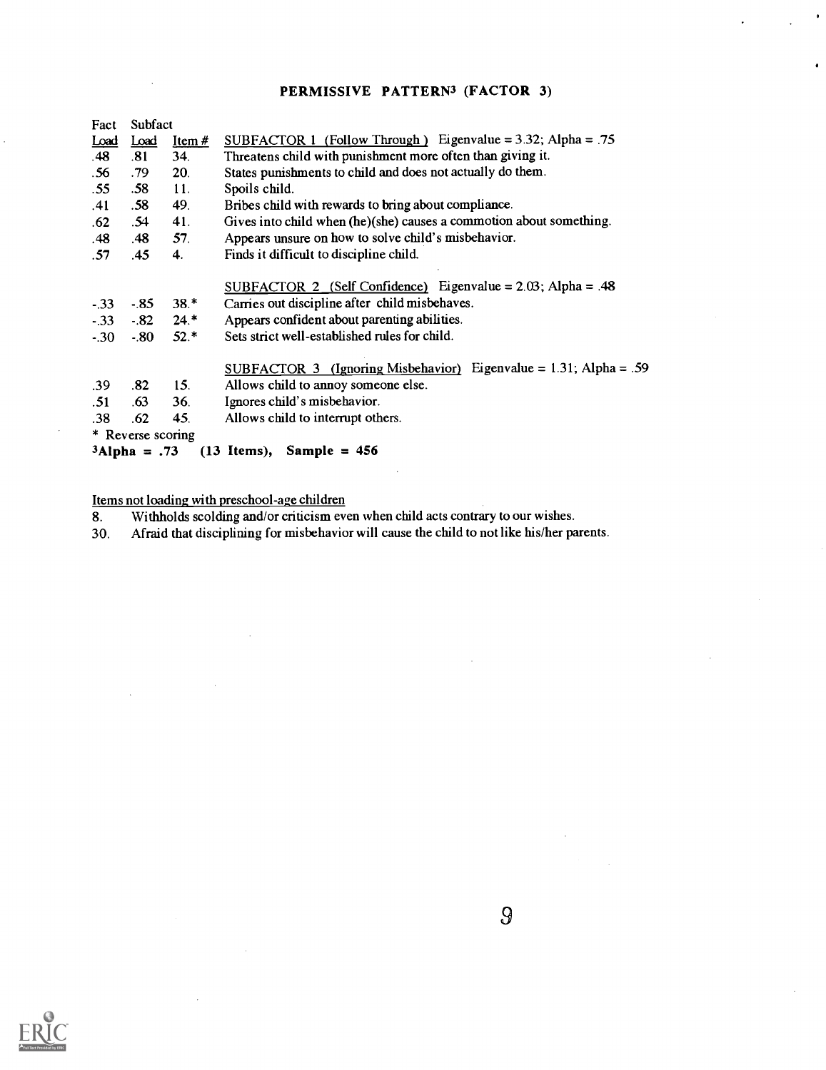## PERMISSIVE PATTERN[3] (FACTOR 3)

| Fact Load | Subfact Load | Item # | |
|---|---|---|---|
| | | | SUBFACTOR 1 (Follow Through) Eigenvalue = 3.32; Alpha = .75 |
| .48 | .81 | 34. | Threatens child with punishment more often than giving it. |
| .56 | .79 | 20. | States punishments to child and does not actually do them. |
| .55 | .58 | 11. | Spoils child. |
| .41 | .58 | 49. | Bribes child with rewards to bring about compliance. |
| .62 | .54 | 41. | Gives into child when (he)(she) causes a commotion about something. |
| .48 | .48 | 57. | Appears unsure on how to solve child's misbehavior. |
| .57 | .45 | 4. | Finds it difficult to discipline child. |
| | | | SUBFACTOR 2 (Self Confidence) Eigenvalue = 2.03; Alpha = .48 |
| -.33 | -.85 | 38.* | Carries out discipline after child misbehaves. |
| -.33 | -.82 | 24.* | Appears confident about parenting abilities. |
| -.30 | -.80 | 52.* | Sets strict well-established rules for child. |
| | | | SUBFACTOR 3 (Ignoring Misbehavior) Eigenvalue = 1.31; Alpha = .59 |
| .39 | .82 | 15. | Allows child to annoy someone else. |
| .51 | .63 | 36. | Ignores child's misbehavior. |
| .38 | .62 | 45. | Allows child to interrupt others. |

\* Reverse scoring

**[3]Alpha = .73 (13 Items), Sample = 456**

Items not loading with preschool-age children

8. Withholds scolding and/or criticism even when child acts contrary to our wishes.
30. Afraid that disciplining for misbehavior will cause the child to not like his/her parents.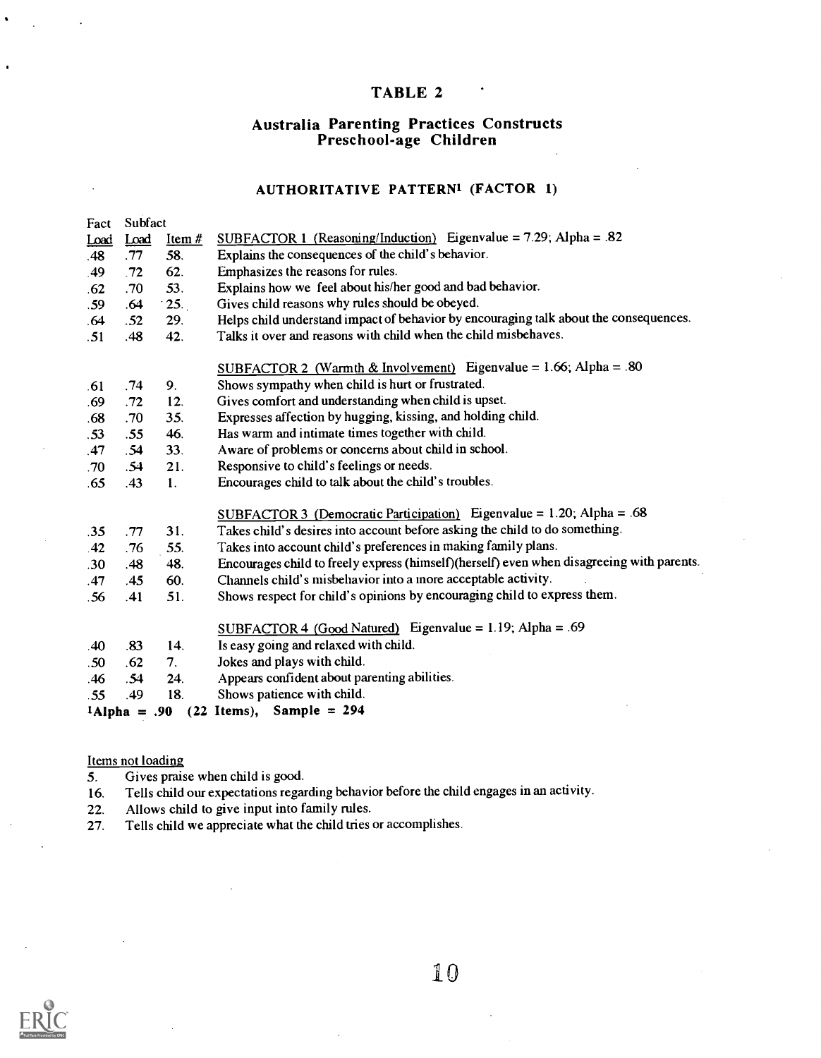# TABLE 2

## Australia Parenting Practices Constructs
## Preschool-age Children

### AUTHORITATIVE PATTERN[1] (FACTOR 1)

| Fact Load | Subfact Load | Item # | |
|---|---|---|---|
| | | | SUBFACTOR 1 (Reasoning/Induction) Eigenvalue = 7.29; Alpha = .82 |
| .48 | .77 | 58. | Explains the consequences of the child's behavior. |
| .49 | .72 | 62. | Emphasizes the reasons for rules. |
| .62 | .70 | 53. | Explains how we feel about his/her good and bad behavior. |
| .59 | .64 | 25. | Gives child reasons why rules should be obeyed. |
| .64 | .52 | 29. | Helps child understand impact of behavior by encouraging talk about the consequences. |
| .51 | .48 | 42. | Talks it over and reasons with child when the child misbehaves. |
| | | | SUBFACTOR 2 (Warmth & Involvement) Eigenvalue = 1.66; Alpha = .80 |
| .61 | .74 | 9. | Shows sympathy when child is hurt or frustrated. |
| .69 | .72 | 12. | Gives comfort and understanding when child is upset. |
| .68 | .70 | 35. | Expresses affection by hugging, kissing, and holding child. |
| .53 | .55 | 46. | Has warm and intimate times together with child. |
| .47 | .54 | 33. | Aware of problems or concerns about child in school. |
| .70 | .54 | 21. | Responsive to child's feelings or needs. |
| .65 | .43 | 1. | Encourages child to talk about the child's troubles. |
| | | | SUBFACTOR 3 (Democratic Participation) Eigenvalue = 1.20; Alpha = .68 |
| .35 | .77 | 31. | Takes child's desires into account before asking the child to do something. |
| .42 | .76 | 55. | Takes into account child's preferences in making family plans. |
| .30 | .48 | 48. | Encourages child to freely express (himself)(herself) even when disagreeing with parents. |
| .47 | .45 | 60. | Channels child's misbehavior into a more acceptable activity. |
| .56 | .41 | 51. | Shows respect for child's opinions by encouraging child to express them. |
| | | | SUBFACTOR 4 (Good Natured) Eigenvalue = 1.19; Alpha = .69 |
| .40 | .83 | 14. | Is easy going and relaxed with child. |
| .50 | .62 | 7. | Jokes and plays with child. |
| .46 | .54 | 24. | Appears confident about parenting abilities. |
| .55 | .49 | 18. | Shows patience with child. |

**[1]Alpha = .90 (22 Items), Sample = 294**

Items not loading

5. Gives praise when child is good.
16. Tells child our expectations regarding behavior before the child engages in an activity.
22. Allows child to give input into family rules.
27. Tells child we appreciate what the child tries or accomplishes.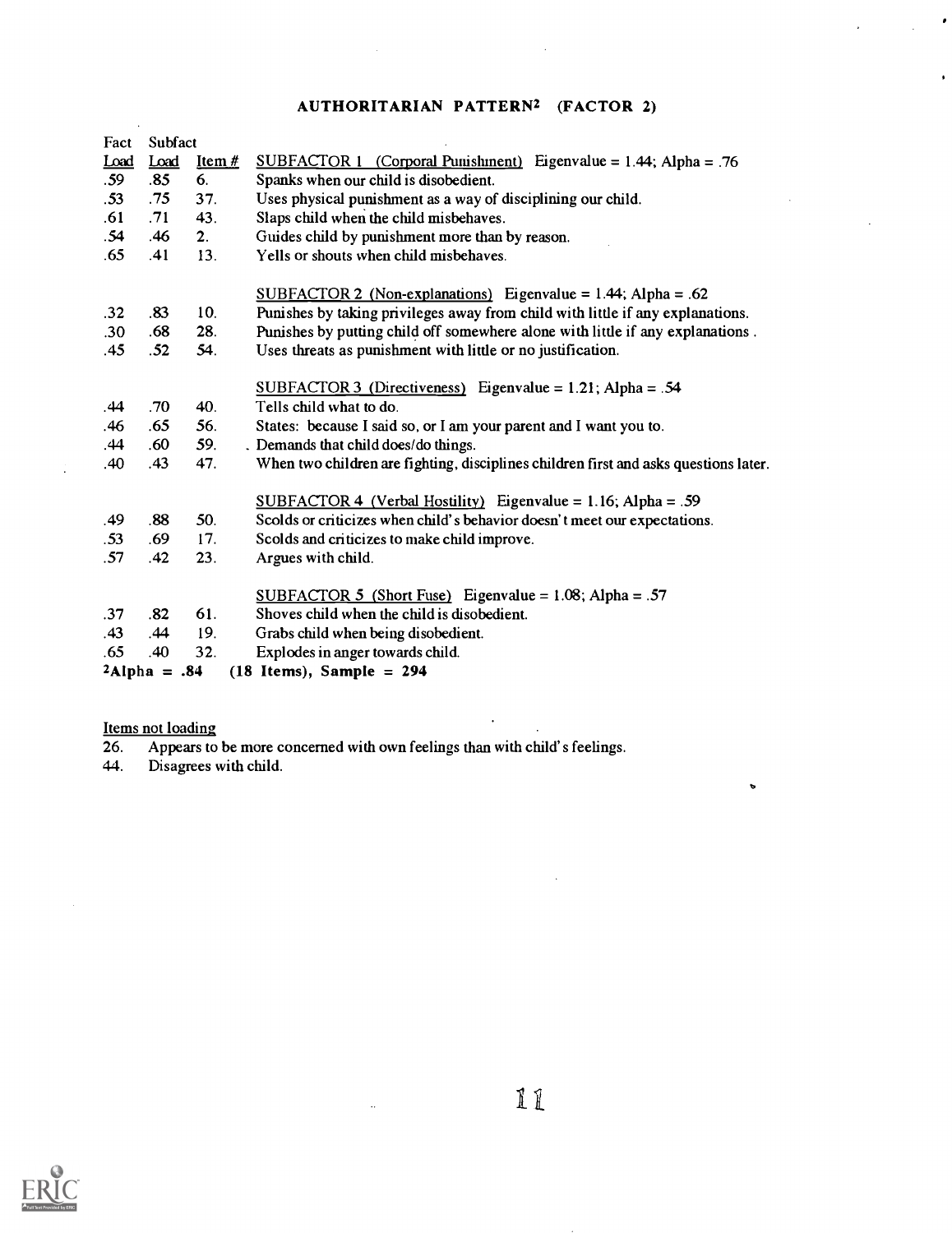## AUTHORITARIAN PATTERN[2] (FACTOR 2)

| Fact Load | Subfact Load | Item # | |
|---|---|---|---|
| | | | SUBFACTOR 1 (Corporal Punishment) Eigenvalue = 1.44; Alpha = .76 |
| .59 | .85 | 6. | Spanks when our child is disobedient. |
| .53 | .75 | 37. | Uses physical punishment as a way of disciplining our child. |
| .61 | .71 | 43. | Slaps child when the child misbehaves. |
| .54 | .46 | 2. | Guides child by punishment more than by reason. |
| .65 | .41 | 13. | Yells or shouts when child misbehaves. |
| | | | SUBFACTOR 2 (Non-explanations) Eigenvalue = 1.44; Alpha = .62 |
| .32 | .83 | 10. | Punishes by taking privileges away from child with little if any explanations. |
| .30 | .68 | 28. | Punishes by putting child off somewhere alone with little if any explanations . |
| .45 | .52 | 54. | Uses threats as punishment with little or no justification. |
| | | | SUBFACTOR 3 (Directiveness) Eigenvalue = 1.21; Alpha = .54 |
| .44 | .70 | 40. | Tells child what to do. |
| .46 | .65 | 56. | States: because I said so, or I am your parent and I want you to. |
| .44 | .60 | 59. | Demands that child does/do things. |
| .40 | .43 | 47. | When two children are fighting, disciplines children first and asks questions later. |
| | | | SUBFACTOR 4 (Verbal Hostility) Eigenvalue = 1.16; Alpha = .59 |
| .49 | .88 | 50. | Scolds or criticizes when child's behavior doesn't meet our expectations. |
| .53 | .69 | 17. | Scolds and criticizes to make child improve. |
| .57 | .42 | 23. | Argues with child. |
| | | | SUBFACTOR 5 (Short Fuse) Eigenvalue = 1.08; Alpha = .57 |
| .37 | .82 | 61. | Shoves child when the child is disobedient. |
| .43 | .44 | 19. | Grabs child when being disobedient. |
| .65 | .40 | 32. | Explodes in anger towards child. |

**[2]Alpha = .84 (18 Items), Sample = 294**

Items not loading

26. Appears to be more concerned with own feelings than with child's feelings.
44. Disagrees with child.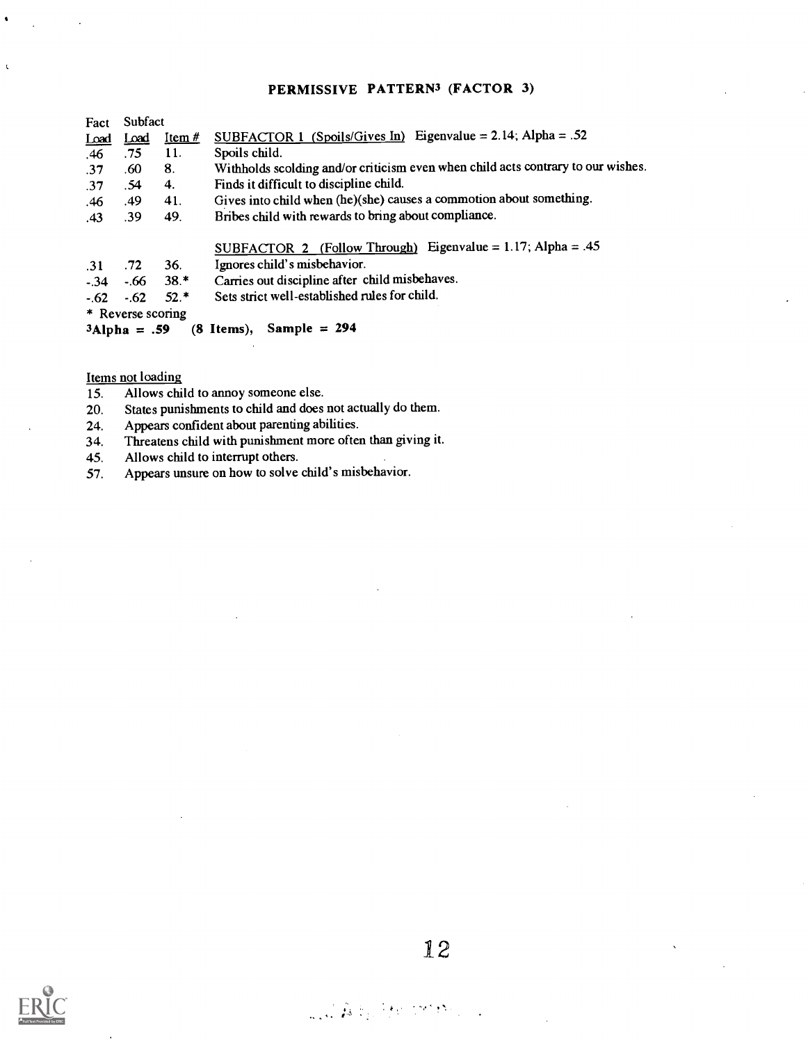## PERMISSIVE PATTERN[3] (FACTOR 3)

| Fact Load | Subfact Load | Item # | SUBFACTOR 1 (Spoils/Gives In) Eigenvalue = 2.14; Alpha = .52 |
|---|---|---|---|
| .46 | .75 | 11. | Spoils child. |
| .37 | .60 | 8. | Withholds scolding and/or criticism even when child acts contrary to our wishes. |
| .37 | .54 | 4. | Finds it difficult to discipline child. |
| .46 | .49 | 41. | Gives into child when (he)(she) causes a commotion about something. |
| .43 | .39 | 49. | Bribes child with rewards to bring about compliance. |
| | | | SUBFACTOR 2 (Follow Through) Eigenvalue = 1.17; Alpha = .45 |
| .31 | .72 | 36. | Ignores child's misbehavior. |
| -.34 | -.66 | 38.* | Carries out discipline after child misbehaves. |
| -.62 | -.62 | 52.* | Sets strict well-established rules for child. |

\* Reverse scoring

[3]**Alpha = .59 (8 Items), Sample = 294**

Items not loading

15. Allows child to annoy someone else.
20. States punishments to child and does not actually do them.
24. Appears confident about parenting abilities.
34. Threatens child with punishment more often than giving it.
45. Allows child to interrupt others.
57. Appears unsure on how to solve child's misbehavior.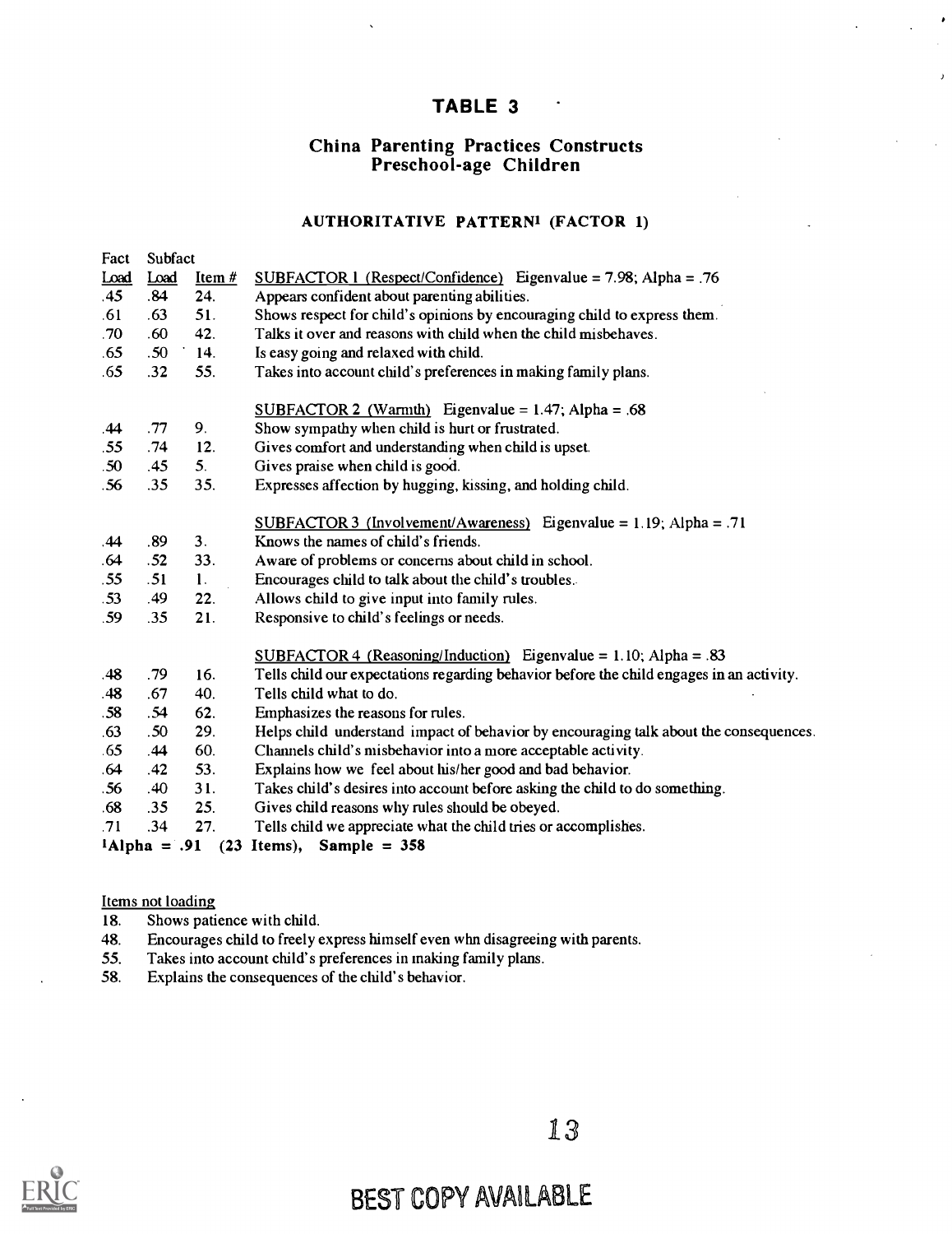# TABLE 3

## China Parenting Practices Constructs Preschool-age Children

### AUTHORITATIVE PATTERN[1] (FACTOR 1)

| Fact Load | Subfact Load | Item # | |
|---|---|---|---|
| | | | SUBFACTOR 1 (Respect/Confidence) Eigenvalue = 7.98; Alpha = .76 |
| .45 | .84 | 24. | Appears confident about parenting abilities. |
| .61 | .63 | 51. | Shows respect for child's opinions by encouraging child to express them. |
| .70 | .60 | 42. | Talks it over and reasons with child when the child misbehaves. |
| .65 | .50 | 14. | Is easy going and relaxed with child. |
| .65 | .32 | 55. | Takes into account child's preferences in making family plans. |
| | | | SUBFACTOR 2 (Warmth) Eigenvalue = 1.47; Alpha = .68 |
| .44 | .77 | 9. | Show sympathy when child is hurt or frustrated. |
| .55 | .74 | 12. | Gives comfort and understanding when child is upset. |
| .50 | .45 | 5. | Gives praise when child is good. |
| .56 | .35 | 35. | Expresses affection by hugging, kissing, and holding child. |
| | | | SUBFACTOR 3 (Involvement/Awareness) Eigenvalue = 1.19; Alpha = .71 |
| .44 | .89 | 3. | Knows the names of child's friends. |
| .64 | .52 | 33. | Aware of problems or concerns about child in school. |
| .55 | .51 | 1. | Encourages child to talk about the child's troubles. |
| .53 | .49 | 22. | Allows child to give input into family rules. |
| .59 | .35 | 21. | Responsive to child's feelings or needs. |
| | | | SUBFACTOR 4 (Reasoning/Induction) Eigenvalue = 1.10; Alpha = .83 |
| .48 | .79 | 16. | Tells child our expectations regarding behavior before the child engages in an activity. |
| .48 | .67 | 40. | Tells child what to do. |
| .58 | .54 | 62. | Emphasizes the reasons for rules. |
| .63 | .50 | 29. | Helps child understand impact of behavior by encouraging talk about the consequences. |
| .65 | .44 | 60. | Channels child's misbehavior into a more acceptable activity. |
| .64 | .42 | 53. | Explains how we feel about his/her good and bad behavior. |
| .56 | .40 | 31. | Takes child's desires into account before asking the child to do something. |
| .68 | .35 | 25. | Gives child reasons why rules should be obeyed. |
| .71 | .34 | 27. | Tells child we appreciate what the child tries or accomplishes. |

**[1]Alpha = .91 (23 Items), Sample = 358**

Items not loading

18. Shows patience with child.
48. Encourages child to freely express himself even whn disagreeing with parents.
55. Takes into account child's preferences in making family plans.
58. Explains the consequences of the child's behavior.

BEST COPY AVAILABLE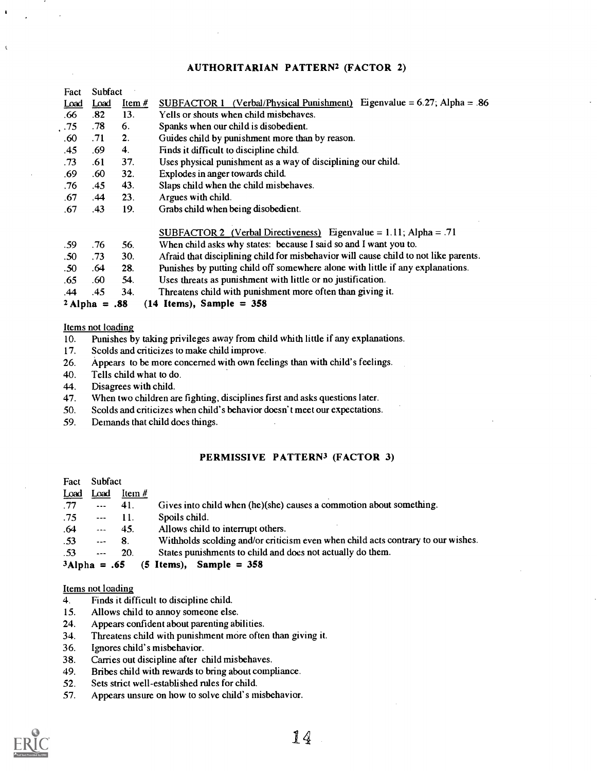## AUTHORITARIAN PATTERN[2] (FACTOR 2)

| Fact Load | Subfact Load | Item # | SUBFACTOR 1 (Verbal/Physical Punishment) Eigenvalue = 6.27; Alpha = .86 |
|---|---|---|---|
| .66 | .82 | 13. | Yells or shouts when child misbehaves. |
| .75 | .78 | 6. | Spanks when our child is disobedient. |
| .60 | .71 | 2. | Guides child by punishment more than by reason. |
| .45 | .69 | 4. | Finds it difficult to discipline child. |
| .73 | .61 | 37. | Uses physical punishment as a way of disciplining our child. |
| .69 | .60 | 32. | Explodes in anger towards child. |
| .76 | .45 | 43. | Slaps child when the child misbehaves. |
| .67 | .44 | 23. | Argues with child. |
| .67 | .43 | 19. | Grabs child when being disobedient. |
| | | | SUBFACTOR 2 (Verbal Directiveness) Eigenvalue = 1.11; Alpha = .71 |
| .59 | .76 | 56. | When child asks why states: because I said so and I want you to. |
| .50 | .73 | 30. | Afraid that disciplining child for misbehavior will cause child to not like parents. |
| .50 | .64 | 28. | Punishes by putting child off somewhere alone with little if any explanations. |
| .65 | .60 | 54. | Uses threats as punishment with little or no justification. |
| .44 | .45 | 34. | Threatens child with punishment more often than giving it. |

[2] **Alpha = .88 (14 Items), Sample = 358**

Items not loading

10. Punishes by taking privileges away from child whith little if any explanations.
17. Scolds and criticizes to make child improve.
26. Appears to be more concerned with own feelings than with child's feelings.
40. Tells child what to do.
44. Disagrees with child.
47. When two children are fighting, disciplines first and asks questions later.
50. Scolds and criticizes when child's behavior doesn't meet our expectations.
59. Demands that child does things.

## PERMISSIVE PATTERN[3] (FACTOR 3)

| Fact Load | Subfact Load | Item # | |
|---|---|---|---|
| .77 | --- | 41. | Gives into child when (he)(she) causes a commotion about something. |
| .75 | --- | 11. | Spoils child. |
| .64 | --- | 45. | Allows child to interrupt others. |
| .53 | --- | 8. | Withholds scolding and/or criticism even when child acts contrary to our wishes. |
| .53 | --- | 20. | States punishments to child and does not actually do them. |

[3] **Alpha = .65 (5 Items), Sample = 358**

Items not loading

4. Finds it difficult to discipline child.
15. Allows child to annoy someone else.
24. Appears confident about parenting abilities.
34. Threatens child with punishment more often than giving it.
36. Ignores child's misbehavior.
38. Carries out discipline after child misbehaves.
49. Bribes child with rewards to bring about compliance.
52. Sets strict well-established rules for child.
57. Appears unsure on how to solve child's misbehavior.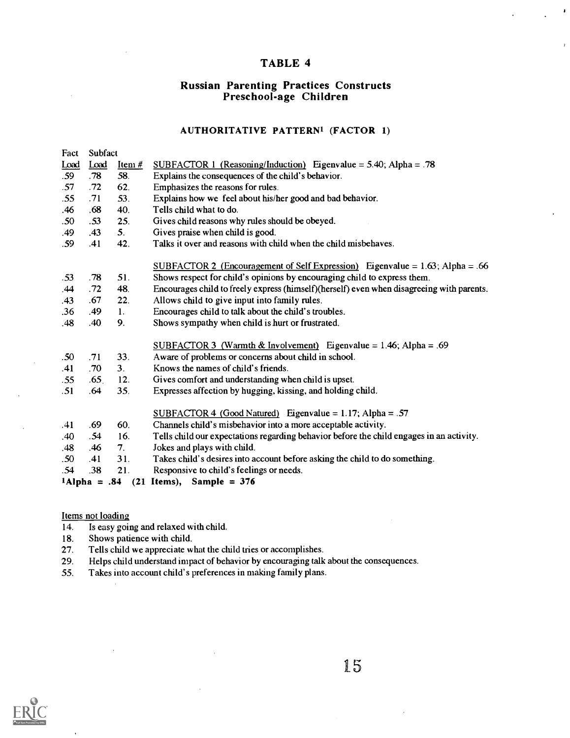# TABLE 4

## Russian Parenting Practices Constructs
## Preschool-age Children

### AUTHORITATIVE PATTERN[1] (FACTOR 1)

| Fact Load | Subfact Load | Item # | |
|---|---|---|---|
| | | | SUBFACTOR 1 (Reasoning/Induction) Eigenvalue = 5.40; Alpha = .78 |
| .59 | .78 | 58. | Explains the consequences of the child's behavior. |
| .57 | .72 | 62. | Emphasizes the reasons for rules. |
| .55 | .71 | 53. | Explains how we feel about his/her good and bad behavior. |
| .46 | .68 | 40. | Tells child what to do. |
| .50 | .53 | 25. | Gives child reasons why rules should be obeyed. |
| .49 | .43 | 5. | Gives praise when child is good. |
| .59 | .41 | 42. | Talks it over and reasons with child when the child misbehaves. |
| | | | SUBFACTOR 2 (Encouragement of Self Expression) Eigenvalue = 1.63; Alpha = .66 |
| .53 | .78 | 51. | Shows respect for child's opinions by encouraging child to express them. |
| .44 | .72 | 48. | Encourages child to freely express (himself)(herself) even when disagreeing with parents. |
| .43 | .67 | 22. | Allows child to give input into family rules. |
| .36 | .49 | 1. | Encourages child to talk about the child's troubles. |
| .48 | .40 | 9. | Shows sympathy when child is hurt or frustrated. |
| | | | SUBFACTOR 3 (Warmth & Involvement) Eigenvalue = 1.46; Alpha = .69 |
| .50 | .71 | 33. | Aware of problems or concerns about child in school. |
| .41 | .70 | 3. | Knows the names of child's friends. |
| .55 | .65 | 12. | Gives comfort and understanding when child is upset. |
| .51 | .64 | 35. | Expresses affection by hugging, kissing, and holding child. |
| | | | SUBFACTOR 4 (Good Natured) Eigenvalue = 1.17; Alpha = .57 |
| .41 | .69 | 60. | Channels child's misbehavior into a more acceptable activity. |
| .40 | .54 | 16. | Tells child our expectations regarding behavior before the child engages in an activity. |
| .48 | .46 | 7. | Jokes and plays with child. |
| .50 | .41 | 31. | Takes child's desires into account before asking the child to do something. |
| .54 | .38 | 21. | Responsive to child's feelings or needs. |

**[1]Alpha = .84 (21 Items), Sample = 376**

Items not loading

14. Is easy going and relaxed with child.
18. Shows patience with child.
27. Tells child we appreciate what the child tries or accomplishes.
29. Helps child understand impact of behavior by encouraging talk about the consequences.
55. Takes into account child's preferences in making family plans.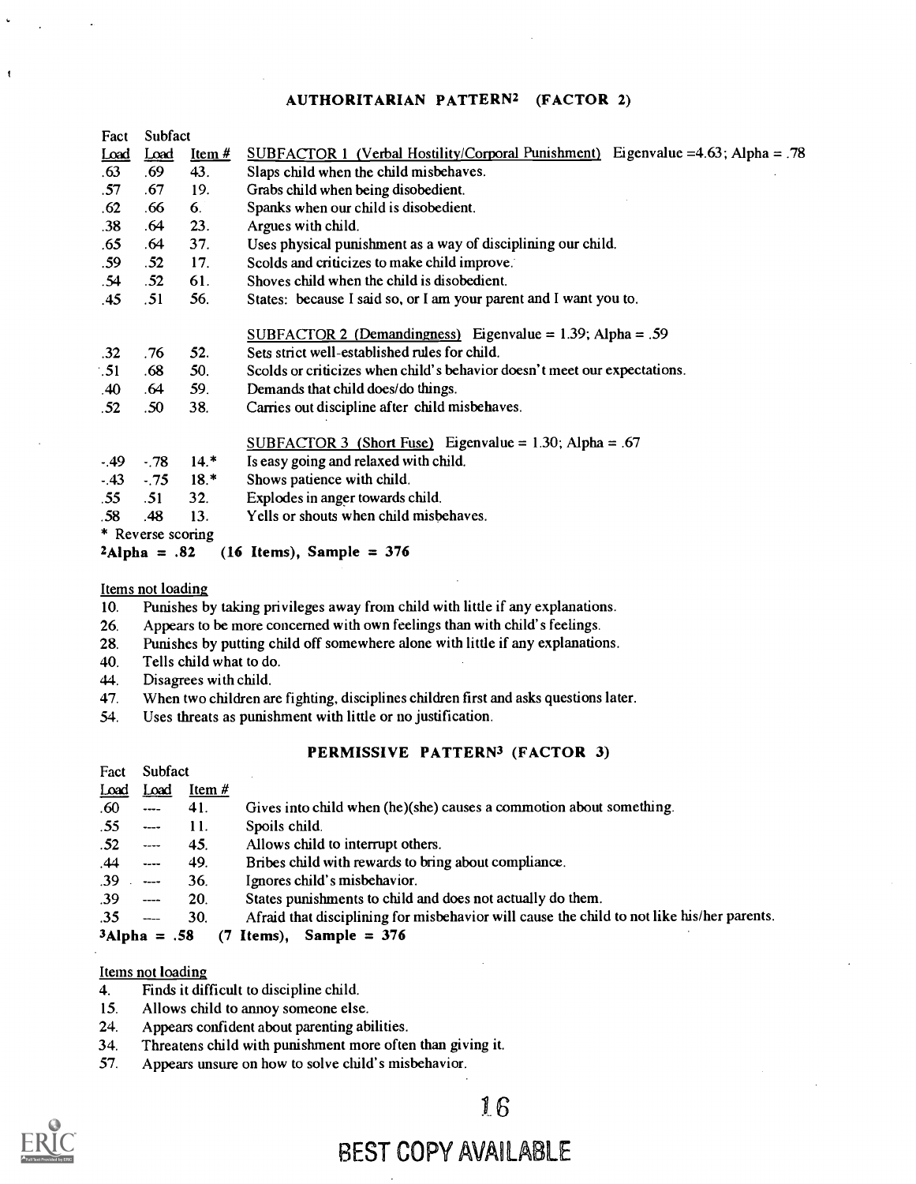## AUTHORITARIAN PATTERN[2] (FACTOR 2)

| Fact Load | Subfact Load | Item # | |
|---|---|---|---|
| | | | SUBFACTOR 1 (Verbal Hostility/Corporal Punishment) Eigenvalue =4.63; Alpha = .78 |
| .63 | .69 | 43. | Slaps child when the child misbehaves. |
| .57 | .67 | 19. | Grabs child when being disobedient. |
| .62 | .66 | 6. | Spanks when our child is disobedient. |
| .38 | .64 | 23. | Argues with child. |
| .65 | .64 | 37. | Uses physical punishment as a way of disciplining our child. |
| .59 | .52 | 17. | Scolds and criticizes to make child improve. |
| .54 | .52 | 61. | Shoves child when the child is disobedient. |
| .45 | .51 | 56. | States: because I said so, or I am your parent and I want you to. |
| | | | SUBFACTOR 2 (Demandingness) Eigenvalue = 1.39; Alpha = .59 |
| .32 | .76 | 52. | Sets strict well-established rules for child. |
| .51 | .68 | 50. | Scolds or criticizes when child's behavior doesn't meet our expectations. |
| .40 | .64 | 59. | Demands that child does/do things. |
| .52 | .50 | 38. | Carries out discipline after child misbehaves. |
| | | | SUBFACTOR 3 (Short Fuse) Eigenvalue = 1.30; Alpha = .67 |
| -.49 | -.78 | 14.* | Is easy going and relaxed with child. |
| -.43 | -.75 | 18.* | Shows patience with child. |
| .55 | .51 | 32. | Explodes in anger towards child. |
| .58 | .48 | 13. | Yells or shouts when child misbehaves. |

\* Reverse scoring

**[2]Alpha = .82 (16 Items), Sample = 376**

Items not loading

10. Punishes by taking privileges away from child with little if any explanations.
26. Appears to be more concerned with own feelings than with child's feelings.
28. Punishes by putting child off somewhere alone with little if any explanations.
40. Tells child what to do.
44. Disagrees with child.
47. When two children are fighting, disciplines children first and asks questions later.
54. Uses threats as punishment with little or no justification.

## PERMISSIVE PATTERN[3] (FACTOR 3)

| Fact Load | Subfact Load | Item # | |
|---|---|---|---|
| .60 | ---- | 41. | Gives into child when (he)(she) causes a commotion about something. |
| .55 | ---- | 11. | Spoils child. |
| .52 | ---- | 45. | Allows child to interrupt others. |
| .44 | ---- | 49. | Bribes child with rewards to bring about compliance. |
| .39 | ---- | 36. | Ignores child's misbehavior. |
| .39 | ---- | 20. | States punishments to child and does not actually do them. |
| .35 | ---- | 30. | Afraid that disciplining for misbehavior will cause the child to not like his/her parents. |

**[3]Alpha = .58 (7 Items), Sample = 376**

Items not loading

4. Finds it difficult to discipline child.
15. Allows child to annoy someone else.
24. Appears confident about parenting abilities.
34. Threatens child with punishment more often than giving it.
57. Appears unsure on how to solve child's misbehavior.

BEST COPY AVAILABLE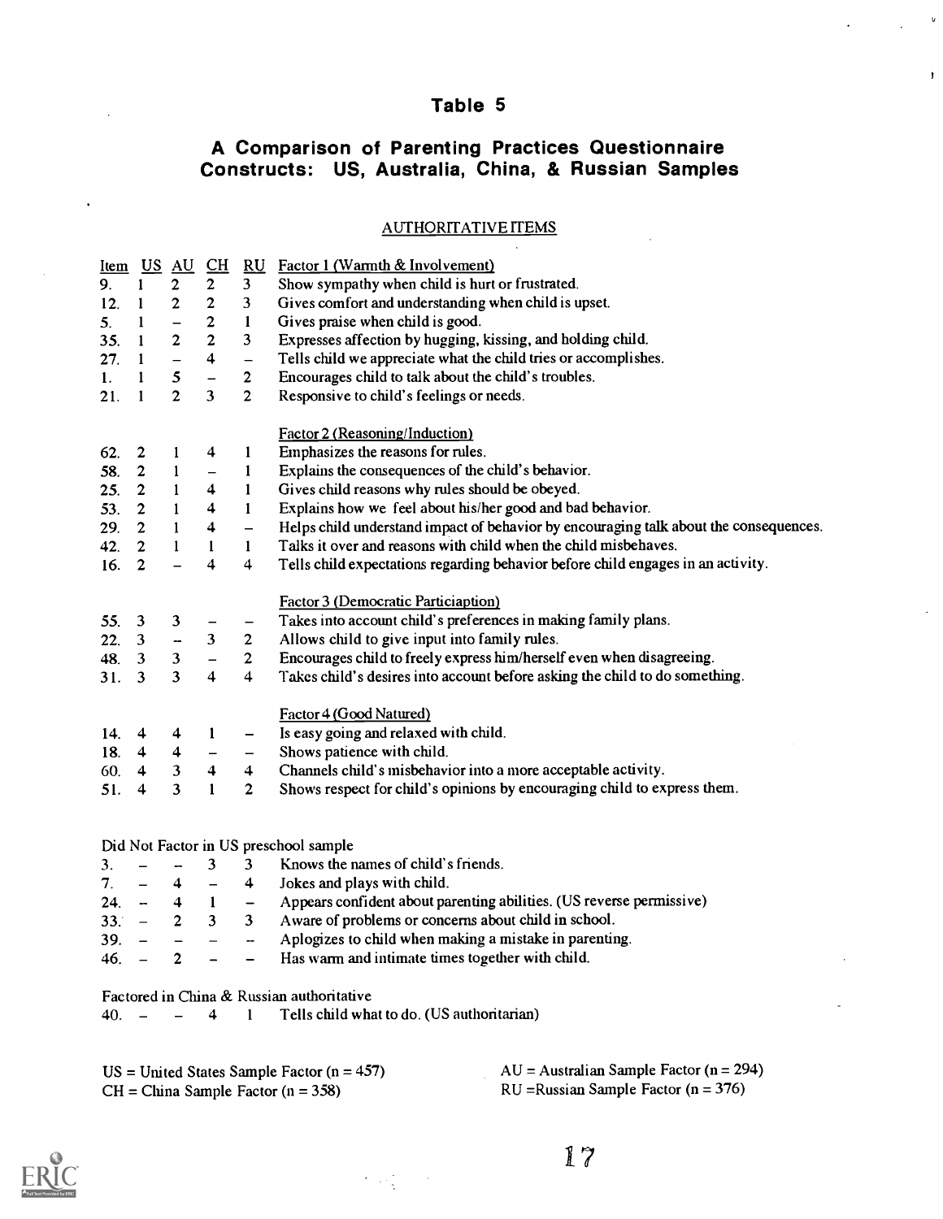# Table 5

## A Comparison of Parenting Practices Questionnaire Constructs: US, Australia, China, & Russian Samples

AUTHORITATIVE ITEMS

| Item | US | AU | CH | RU | |
|---|---|---|---|---|---|
| | | | | | Factor 1 (Warmth & Involvement) |
| 9. | 1 | 2 | 2 | 3 | Show sympathy when child is hurt or frustrated. |
| 12. | 1 | 2 | 2 | 3 | Gives comfort and understanding when child is upset. |
| 5. | 1 | – | 2 | 1 | Gives praise when child is good. |
| 35. | 1 | 2 | 2 | 3 | Expresses affection by hugging, kissing, and holding child. |
| 27. | 1 | – | 4 | – | Tells child we appreciate what the child tries or accomplishes. |
| 1. | 1 | 5 | – | 2 | Encourages child to talk about the child's troubles. |
| 21. | 1 | 2 | 3 | 2 | Responsive to child's feelings or needs. |
| | | | | | Factor 2 (Reasoning/Induction) |
| 62. | 2 | 1 | 4 | 1 | Emphasizes the reasons for rules. |
| 58. | 2 | 1 | – | 1 | Explains the consequences of the child's behavior. |
| 25. | 2 | 1 | 4 | 1 | Gives child reasons why rules should be obeyed. |
| 53. | 2 | 1 | 4 | 1 | Explains how we feel about his/her good and bad behavior. |
| 29. | 2 | 1 | 4 | – | Helps child understand impact of behavior by encouraging talk about the consequences. |
| 42. | 2 | 1 | 1 | 1 | Talks it over and reasons with child when the child misbehaves. |
| 16. | 2 | – | 4 | 4 | Tells child expectations regarding behavior before child engages in an activity. |
| | | | | | Factor 3 (Democratic Particiaption) |
| 55. | 3 | 3 | – | – | Takes into account child's preferences in making family plans. |
| 22. | 3 | – | 3 | 2 | Allows child to give input into family rules. |
| 48. | 3 | 3 | – | 2 | Encourages child to freely express him/herself even when disagreeing. |
| 31. | 3 | 3 | 4 | 4 | Takes child's desires into account before asking the child to do something. |
| | | | | | Factor 4 (Good Natured) |
| 14. | 4 | 4 | 1 | – | Is easy going and relaxed with child. |
| 18. | 4 | 4 | – | – | Shows patience with child. |
| 60. | 4 | 3 | 4 | 4 | Channels child's misbehavior into a more acceptable activity. |
| 51. | 4 | 3 | 1 | 2 | Shows respect for child's opinions by encouraging child to express them. |
| | | | | | |
| Did Not Factor in US preschool sample | | | | | |
| 3. | – | – | 3 | 3 | Knows the names of child's friends. |
| 7. | – | 4 | – | 4 | Jokes and plays with child. |
| 24. | – | 4 | 1 | – | Appears confident about parenting abilities. (US reverse permissive) |
| 33. | – | 2 | 3 | 3 | Aware of problems or concerns about child in school. |
| 39. | – | – | – | – | Aplogizes to child when making a mistake in parenting. |
| 46. | – | 2 | – | – | Has warm and intimate times together with child. |
| | | | | | |
| Factored in China & Russian authoritative | | | | | |
| 40. | – | – | 4 | 1 | Tells child what to do. (US authoritarian) |

US = United States Sample Factor (n = 457)
AU = Australian Sample Factor (n = 294)
CH = China Sample Factor (n = 358)
RU =Russian Sample Factor (n = 376)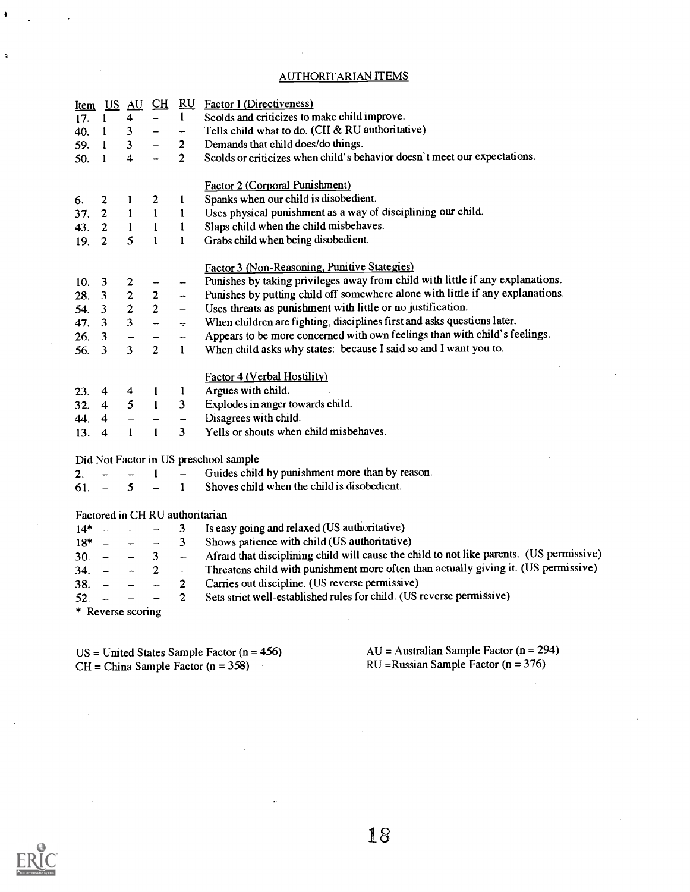# AUTHORITARIAN ITEMS

| Item | US | AU | CH | RU | Factor 1 (Directiveness) |
|---|---|---|---|---|---|
| 17. | 1 | 4 | – | 1 | Scolds and criticizes to make child improve. |
| 40. | 1 | 3 | – | – | Tells child what to do. (CH & RU authoritative) |
| 59. | 1 | 3 | – | 2 | Demands that child does/do things. |
| 50. | 1 | 4 | – | 2 | Scolds or criticizes when child's behavior doesn't meet our expectations. |
| | | | | | **Factor 2 (Corporal Punishment)** |
| 6. | 2 | 1 | 2 | 1 | Spanks when our child is disobedient. |
| 37. | 2 | 1 | 1 | 1 | Uses physical punishment as a way of disciplining our child. |
| 43. | 2 | 1 | 1 | 1 | Slaps child when the child misbehaves. |
| 19. | 2 | 5 | 1 | 1 | Grabs child when being disobedient. |
| | | | | | **Factor 3 (Non-Reasoning, Punitive Stategies)** |
| 10. | 3 | 2 | – | – | Punishes by taking privileges away from child with little if any explanations. |
| 28. | 3 | 2 | 2 | – | Punishes by putting child off somewhere alone with little if any explanations. |
| 54. | 3 | 2 | 2 | – | Uses threats as punishment with little or no justification. |
| 47. | 3 | 3 | – | – | When children are fighting, disciplines first and asks questions later. |
| 26. | 3 | – | – | – | Appears to be more concerned with own feelings than with child's feelings. |
| 56. | 3 | 3 | 2 | 1 | When child asks why states: because I said so and I want you to. |
| | | | | | **Factor 4 (Verbal Hostility)** |
| 23. | 4 | 4 | 1 | 1 | Argues with child. |
| 32. | 4 | 5 | 1 | 3 | Explodes in anger towards child. |
| 44. | 4 | – | – | – | Disagrees with child. |
| 13. | 4 | 1 | 1 | 3 | Yells or shouts when child misbehaves. |
| **Did Not Factor in US preschool sample** | | | | | |
| 2. | – | – | 1 | – | Guides child by punishment more than by reason. |
| 61. | – | 5 | – | 1 | Shoves child when the child is disobedient. |
| **Factored in CH RU authoritarian** | | | | | |
| 14* | – | – | – | 3 | Is easy going and relaxed (US authoritative) |
| 18* | – | – | – | 3 | Shows patience with child (US authoritative) |
| 30. | – | – | 3 | – | Afraid that disciplining child will cause the child to not like parents. (US permissive) |
| 34. | – | – | 2 | – | Threatens child with punishment more often than actually giving it. (US permissive) |
| 38. | – | – | – | 2 | Carries out discipline. (US reverse permissive) |
| 52. | – | – | – | 2 | Sets strict well-established rules for child. (US reverse permissive) |

\* Reverse scoring

US = United States Sample Factor (n = 456)
CH = China Sample Factor (n = 358)
AU = Australian Sample Factor (n = 294)
RU = Russian Sample Factor (n = 376)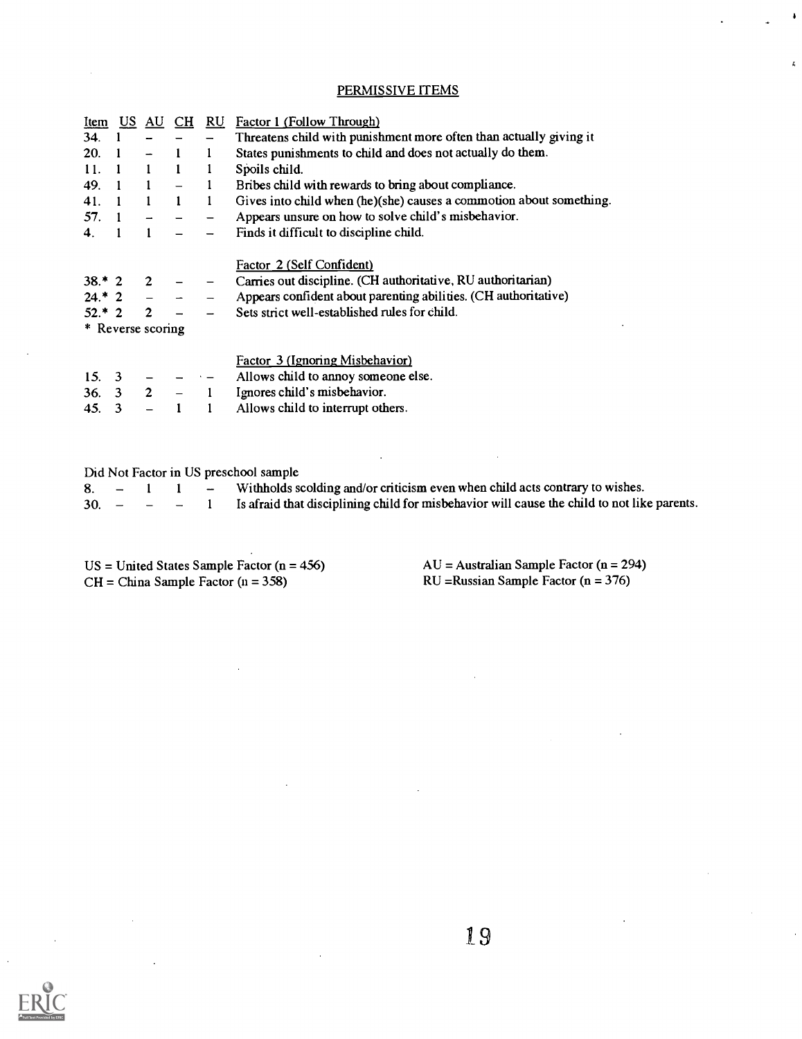## PERMISSIVE ITEMS

| Item | US | AU | CH | RU | Factor 1 (Follow Through) |
|---|---|---|---|---|---|
| 34. | 1 | – | – | – | Threatens child with punishment more often than actually giving it |
| 20. | 1 | – | 1 | 1 | States punishments to child and does not actually do them. |
| 11. | 1 | 1 | 1 | 1 | Spoils child. |
| 49. | 1 | 1 | – | 1 | Bribes child with rewards to bring about compliance. |
| 41. | 1 | 1 | 1 | 1 | Gives into child when (he)(she) causes a commotion about something. |
| 57. | 1 | – | – | – | Appears unsure on how to solve child's misbehavior. |
| 4. | 1 | 1 | – | – | Finds it difficult to discipline child. |
| | | | | | **Factor 2 (Self Confident)** |
| 38.* | 2 | 2 | – | – | Carries out discipline. (CH authoritative, RU authoritarian) |
| 24.* | 2 | – | – | – | Appears confident about parenting abilities. (CH authoritative) |
| 52.* | 2 | 2 | – | – | Sets strict well-established rules for child. |
| | | | | | **Factor 3 (Ignoring Misbehavior)** |
| 15. | 3 | – | – | – | Allows child to annoy someone else. |
| 36. | 3 | 2 | – | 1 | Ignores child's misbehavior. |
| 45. | 3 | – | 1 | 1 | Allows child to interrupt others. |
| | | | | | **Did Not Factor in US preschool sample** |
| 8. | – | 1 | 1 | – | Withholds scolding and/or criticism even when child acts contrary to wishes. |
| 30. | – | – | – | 1 | Is afraid that disciplining child for misbehavior will cause the child to not like parents. |

\* Reverse scoring

US = United States Sample Factor (n = 456)
AU = Australian Sample Factor (n = 294)
CH = China Sample Factor (n = 358)
RU = Russian Sample Factor (n = 376)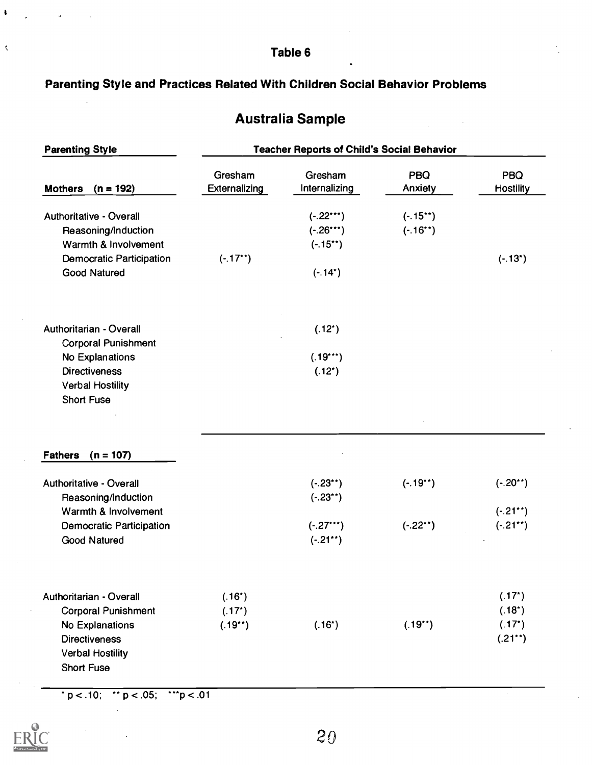## Table 6

### Parenting Style and Practices Related With Children Social Behavior Problems

## Australia Sample

| Parenting Style | Teacher Reports of Child's Social Behavior | | | |
|---|---|---|---|---|
| **Mothers (n = 192)** | Gresham Externalizing | Gresham Internalizing | PBQ Anxiety | PBQ Hostility |
| Authoritative - Overall | | (-.22***) | (-.15**) | |
| Reasoning/Induction | | (-.26***) | (-.16**) | |
| Warmth & Involvement | | (-.15**) | | |
| Democratic Participation | (-.17**) | | | (-.13*) |
| Good Natured | | (-.14*) | | |
| Authoritarian - Overall | | (.12*) | | |
| Corporal Punishment | | | | |
| No Explanations | | (.19***) | | |
| Directiveness | | (.12*) | | |
| Verbal Hostility | | | | |
| Short Fuse | | | | |
| **Fathers (n = 107)** | | | | |
| Authoritative - Overall | | (-.23**) | (-.19**) | (-.20**) |
| Reasoning/Induction | | (-.23**) | | |
| Warmth & Involvement | | | | (-.21**) |
| Democratic Participation | | (-.27***) | (-.22**) | (-.21**) |
| Good Natured | | (-.21**) | | |
| Authoritarian - Overall | (.16*) | | | (.17*) |
| Corporal Punishment | (.17*) | | | (.18*) |
| No Explanations | (.19**) | (.16*) | (.19**) | (.17*) |
| Directiveness | | | | (.21**) |
| Verbal Hostility | | | | |
| Short Fuse | | | | |

* $p < .10$; ** $p < .05$; *** $p < .01$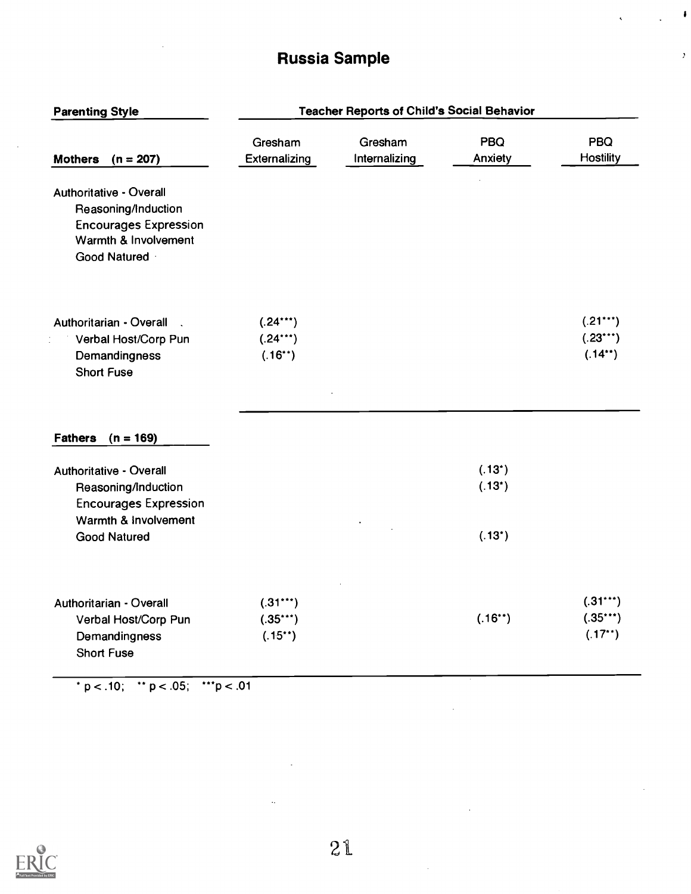# Russia Sample

| Parenting Style | Teacher Reports of Child's Social Behavior | | | |
|---|---|---|---|---|
| **Mothers (n = 207)** | Gresham Externalizing | Gresham Internalizing | PBQ Anxiety | PBQ Hostility |
| Authoritative - Overall | | | | |
| Reasoning/Induction | | | | |
| Encourages Expression | | | | |
| Warmth & Involvement | | | | |
| Good Natured | | | | |
| Authoritarian - Overall | (.24***) | | | (.21***) |
| Verbal Host/Corp Pun | (.24***) | | | (.23***) |
| Demandingness | (.16**) | | | (.14**) |
| Short Fuse | | | | |
| **Fathers (n = 169)** | | | | |
| Authoritative - Overall | | | (.13*) | |
| Reasoning/Induction | | | (.13*) | |
| Encourages Expression | | | | |
| Warmth & Involvement | | | | |
| Good Natured | | | (.13*) | |
| Authoritarian - Overall | (.31***) | | | (.31***) |
| Verbal Host/Corp Pun | (.35***) | | (.16**) | (.35***) |
| Demandingness | (.15**) | | | (.17**) |
| Short Fuse | | | | |

* p < .10; ** p < .05; ***p < .01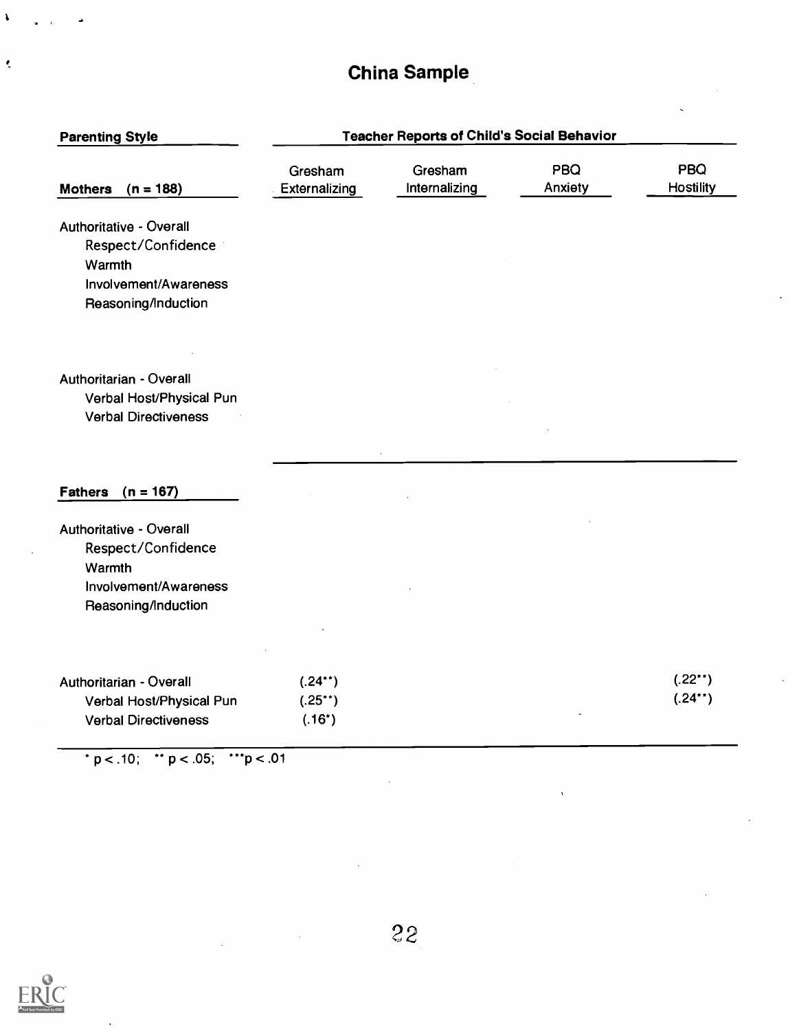## China Sample

| Parenting Style | Teacher Reports of Child's Social Behavior | | | |
|---|---|---|---|---|
| **Mothers (n = 188)** | Gresham Externalizing | Gresham Internalizing | PBQ Anxiety | PBQ Hostility |
| Authoritative - Overall | | | | |
| Respect/Confidence | | | | |
| Warmth | | | | |
| Involvement/Awareness | | | | |
| Reasoning/Induction | | | | |
| Authoritarian - Overall | | | | |
| Verbal Host/Physical Pun | | | | |
| Verbal Directiveness | | | | |
| **Fathers (n = 167)** | | | | |
| Authoritative - Overall | | | | |
| Respect/Confidence | | | | |
| Warmth | | | | |
| Involvement/Awareness | | | | |
| Reasoning/Induction | | | | |
| Authoritarian - Overall | (.24**) | | | (.22**) |
| Verbal Host/Physical Pun | (.25**) | | | (.24**) |
| Verbal Directiveness | (.16*) | | | |

* $p < .10$; ** $p < .05$; *** $p < .01$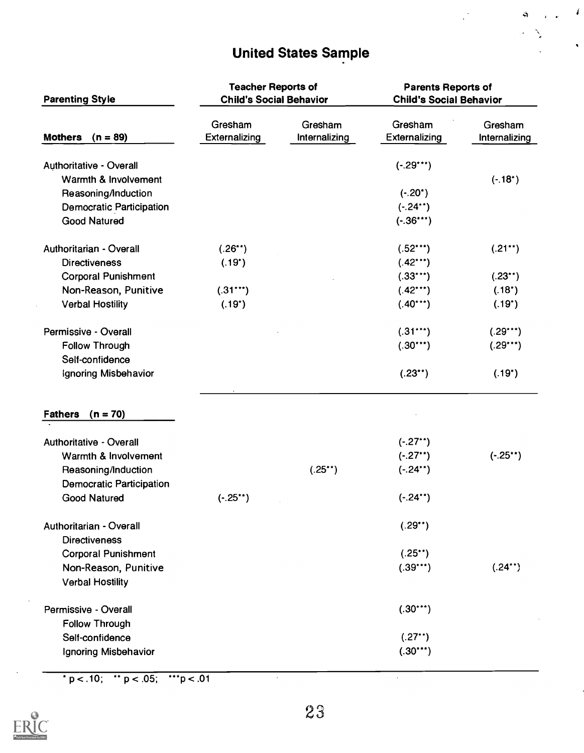# United States Sample

| Parenting Style | Teacher Reports of Child's Social Behavior | | Parents Reports of Child's Social Behavior | |
|---|---|---|---|---|
| **Mothers (n = 89)** | Gresham Externalizing | Gresham Internalizing | Gresham Externalizing | Gresham Internalizing |
| Authoritative - Overall | | | (-.29***) | |
| Warmth & Involvement | | | | (-.18*) |
| Reasoning/Induction | | | (-.20*) | |
| Democratic Participation | | | (-.24**) | |
| Good Natured | | | (-.36***) | |
| Authoritarian - Overall | (.26**) | | (.52***) | (.21**) |
| Directiveness | (.19*) | | (.42***) | |
| Corporal Punishment | | | (.33***) | (.23**) |
| Non-Reason, Punitive | (.31***) | | (.42***) | (.18*) |
| Verbal Hostility | (.19*) | | (.40***) | (.19*) |
| Permissive - Overall | | | (.31***) | (.29***) |
| Follow Through | | | (.30***) | (.29***) |
| Self-confidence | | | | |
| Ignoring Misbehavior | | | (.23**) | (.19*) |
| **Fathers (n = 70)** | | | | |
| Authoritative - Overall | | | (-.27**) | |
| Warmth & Involvement | | | (-.27**) | (-.25**) |
| Reasoning/Induction | | (.25**) | (-.24**) | |
| Democratic Participation | | | | |
| Good Natured | (-.25**) | | (-.24**) | |
| Authoritarian - Overall | | | (.29**) | |
| Directiveness | | | | |
| Corporal Punishment | | | (.25**) | |
| Non-Reason, Punitive | | | (.39***) | (.24**) |
| Verbal Hostility | | | | |
| Permissive - Overall | | | (.30***) | |
| Follow Through | | | | |
| Self-confidence | | | (.27**) | |
| Ignoring Misbehavior | | | (.30***) | |

* $p < .10$; ** $p < .05$; *** $p < .01$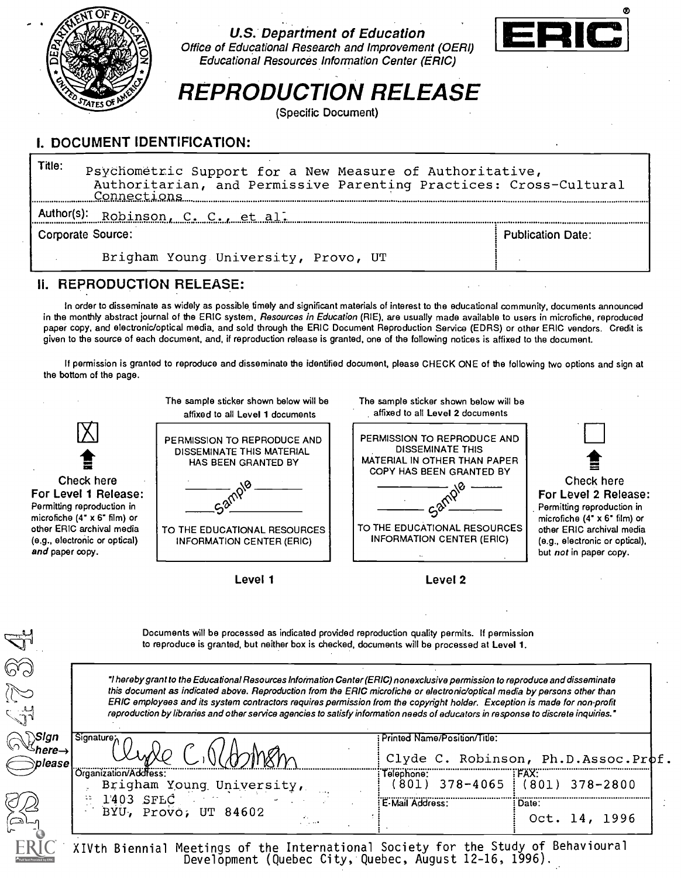U.S. Department of Education
Office of Educational Research and Improvement (OERI)
Educational Resources Information Center (ERIC)

ERIC

# REPRODUCTION RELEASE

(Specific Document)

## I. DOCUMENT IDENTIFICATION:

| | |
|---|---|
| Title: Psychometric Support for a New Measure of Authoritative, Authoritarian, and Permissive Parenting Practices: Cross-Cultural Connections | |
| Author(s): Robinson, C. C., et al. | |
| Corporate Source: Brigham Young University, Provo, UT | Publication Date: |

## II. REPRODUCTION RELEASE:

In order to disseminate as widely as possible timely and significant materials of interest to the educational community, documents announced in the monthly abstract journal of the ERIC system, *Resources in Education* (RIE), are usually made available to users in microfiche, reproduced paper copy, and electronic/optical media, and sold through the ERIC Document Reproduction Service (EDRS) or other ERIC vendors. Credit is given to the source of each document, and, if reproduction release is granted, one of the following notices is affixed to the document.

If permission is granted to reproduce and disseminate the identified document, please CHECK ONE of the following two options and sign at the bottom of the page.

[X] **Check here For Level 1 Release:** Permitting reproduction in microfiche (4" x 6" film) or other ERIC archival media (e.g., electronic or optical) *and* paper copy.

The sample sticker shown below will be affixed to all **Level 1** documents

PERMISSION TO REPRODUCE AND DISSEMINATE THIS MATERIAL HAS BEEN GRANTED BY

Sample

TO THE EDUCATIONAL RESOURCES INFORMATION CENTER (ERIC)

**Level 1**

The sample sticker shown below will be affixed to all **Level 2** documents

PERMISSION TO REPRODUCE AND DISSEMINATE THIS MATERIAL IN OTHER THAN PAPER COPY HAS BEEN GRANTED BY

Sample

TO THE EDUCATIONAL RESOURCES INFORMATION CENTER (ERIC)

**Level 2**

[ ] **Check here For Level 2 Release:** Permitting reproduction in microfiche (4" x 6" film) or other ERIC archival media (e.g., electronic or optical), but *not* in paper copy.

Documents will be processed as indicated provided reproduction quality permits. If permission to reproduce is granted, but neither box is checked, documents will be processed at Level 1.

*"I hereby grant to the Educational Resources Information Center (ERIC) nonexclusive permission to reproduce and disseminate this document as indicated above. Reproduction from the ERIC microfiche or electronic/optical media by persons other than ERIC employees and its system contractors requires permission from the copyright holder. Exception is made for non-profit reproduction by libraries and other service agencies to satisfy information needs of educators in response to discrete inquiries."*

Sign here→ please

| | | |
|---|---|---|
| Signature: Clyde C. Robinson | Printed Name/Position/Title: Clyde C. Robinson, Ph.D.Assoc.Prof. | |
| Organization/Address: Brigham Young University, 1403 SFLC BYU, Provo, UT 84602 | Telephone: (801) 378-4065 | FAX: (801) 378-2800 |
| | E-Mail Address: | Date: Oct. 14, 1996 |

XIVth Biennial Meetings of the International Society for the Study of Behavioural Development (Quebec City, Quebec, August 12-16, 1996).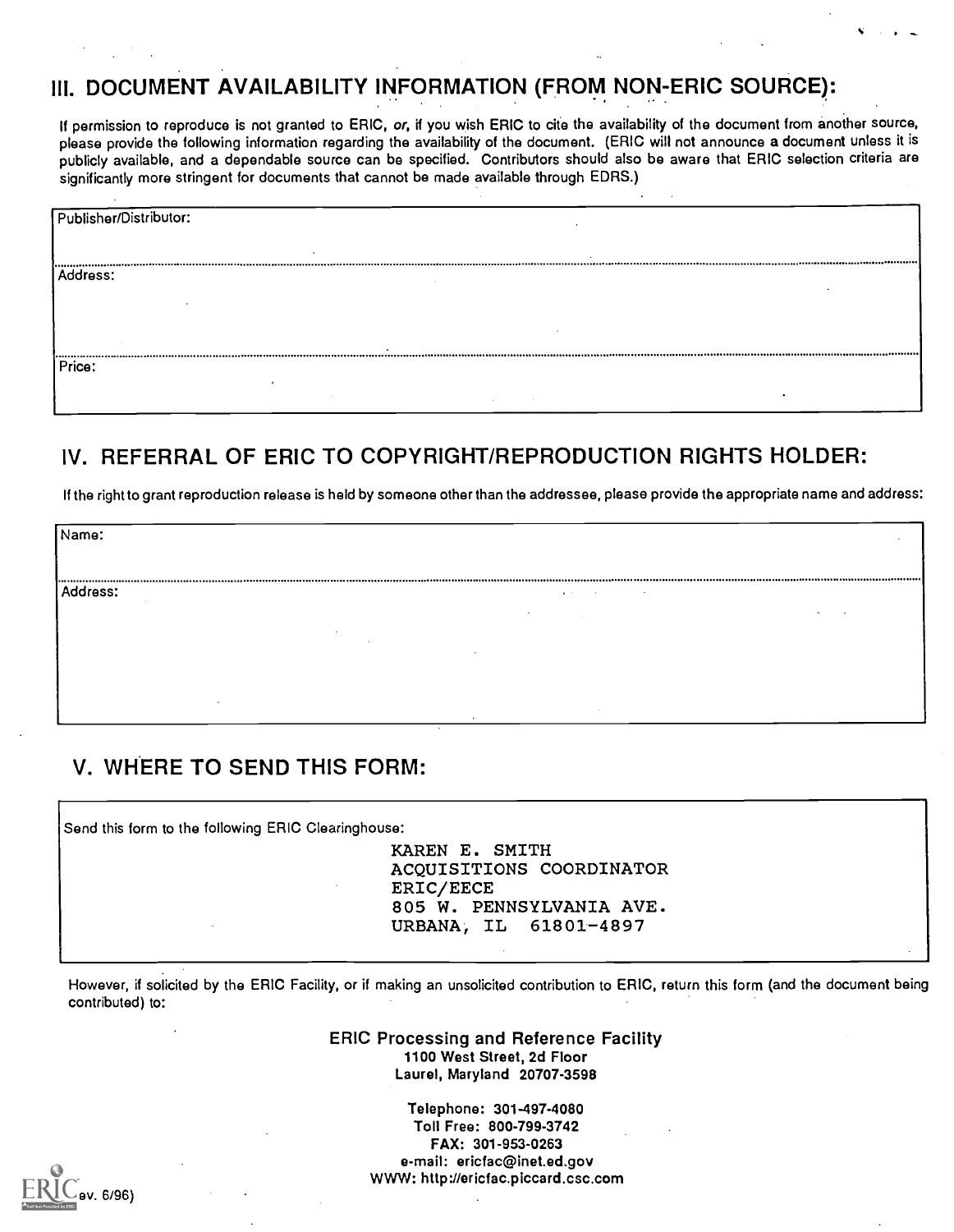## III. DOCUMENT AVAILABILITY INFORMATION (FROM NON-ERIC SOURCE):

If permission to reproduce is not granted to ERIC, *or*, if you wish ERIC to cite the availability of the document from another source, please provide the following information regarding the availability of the document. (ERIC will not announce a document unless it is publicly available, and a dependable source can be specified. Contributors should also be aware that ERIC selection criteria are significantly more stringent for documents that cannot be made available through EDRS.)

Publisher/Distributor:

Address:

Price:

## IV. REFERRAL OF ERIC TO COPYRIGHT/REPRODUCTION RIGHTS HOLDER:

If the right to grant reproduction release is held by someone other than the addressee, please provide the appropriate name and address:

Name:

Address:

## V. WHERE TO SEND THIS FORM:

Send this form to the following ERIC Clearinghouse:

KAREN E. SMITH
ACQUISITIONS COORDINATOR
ERIC/EECE
805 W. PENNSYLVANIA AVE.
URBANA, IL 61801-4897

However, if solicited by the ERIC Facility, or if making an unsolicited contribution to ERIC, return this form (and the document being contributed) to:

**ERIC Processing and Reference Facility**
**1100 West Street, 2d Floor**
**Laurel, Maryland 20707-3598**

**Telephone: 301-497-4080**
**Toll Free: 800-799-3742**
**FAX: 301-953-0263**
**e-mail: ericfac@inet.ed.gov**
**WWW: http://ericfac.piccard.csc.com**

(Rev. 6/96)